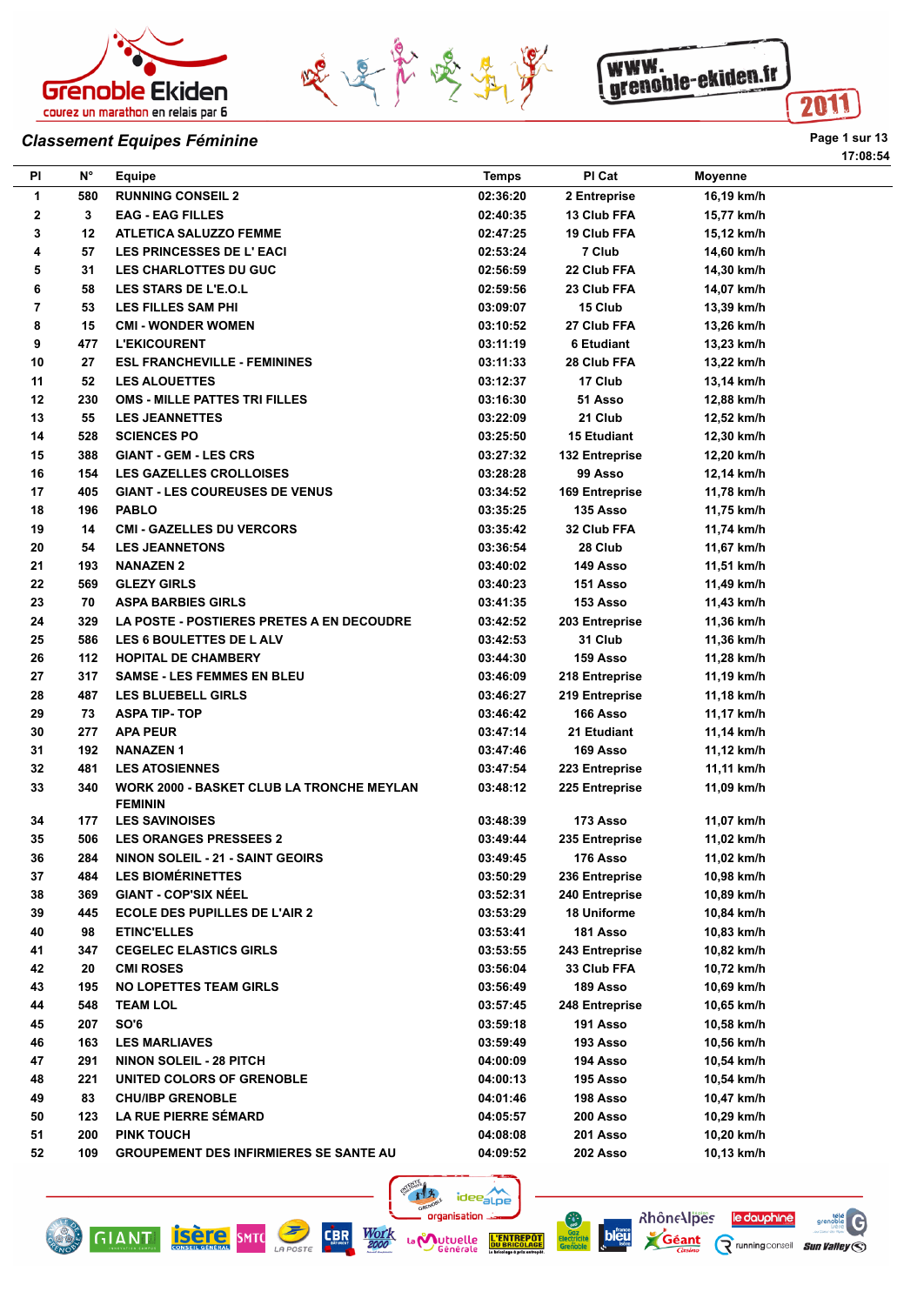## Classement Equipes Féminine

17:08:54

| Pl | N° | Equipe | Temps | Pl Cat | Moyenne |
|---|---|---|---|---|---|
| 1 | 580 | RUNNING CONSEIL 2 | 02:36:20 | 2 Entreprise | 16,19 km/h |
| 2 | 3 | EAG - EAG FILLES | 02:40:35 | 13 Club FFA | 15,77 km/h |
| 3 | 12 | ATLETICA SALUZZO FEMME | 02:47:25 | 19 Club FFA | 15,12 km/h |
| 4 | 57 | LES PRINCESSES DE L' EACI | 02:53:24 | 7 Club | 14,60 km/h |
| 5 | 31 | LES CHARLOTTES DU GUC | 02:56:59 | 22 Club FFA | 14,30 km/h |
| 6 | 58 | LES STARS DE L'E.O.L | 02:59:56 | 23 Club FFA | 14,07 km/h |
| 7 | 53 | LES FILLES SAM PHI | 03:09:07 | 15 Club | 13,39 km/h |
| 8 | 15 | CMI - WONDER WOMEN | 03:10:52 | 27 Club FFA | 13,26 km/h |
| 9 | 477 | L'EKICOURENT | 03:11:19 | 6 Etudiant | 13,23 km/h |
| 10 | 27 | ESL FRANCHEVILLE - FEMININES | 03:11:33 | 28 Club FFA | 13,22 km/h |
| 11 | 52 | LES ALOUETTES | 03:12:37 | 17 Club | 13,14 km/h |
| 12 | 230 | OMS - MILLE PATTES TRI FILLES | 03:16:30 | 51 Asso | 12,88 km/h |
| 13 | 55 | LES JEANNETTES | 03:22:09 | 21 Club | 12,52 km/h |
| 14 | 528 | SCIENCES PO | 03:25:50 | 15 Etudiant | 12,30 km/h |
| 15 | 388 | GIANT - GEM - LES CRS | 03:27:32 | 132 Entreprise | 12,20 km/h |
| 16 | 154 | LES GAZELLES CROLLOISES | 03:28:28 | 99 Asso | 12,14 km/h |
| 17 | 405 | GIANT - LES COUREUSES DE VENUS | 03:34:52 | 169 Entreprise | 11,78 km/h |
| 18 | 196 | PABLO | 03:35:25 | 135 Asso | 11,75 km/h |
| 19 | 14 | CMI - GAZELLES DU VERCORS | 03:35:42 | 32 Club FFA | 11,74 km/h |
| 20 | 54 | LES JEANNETONS | 03:36:54 | 28 Club | 11,67 km/h |
| 21 | 193 | NANAZEN 2 | 03:40:02 | 149 Asso | 11,51 km/h |
| 22 | 569 | GLEZY GIRLS | 03:40:23 | 151 Asso | 11,49 km/h |
| 23 | 70 | ASPA BARBIES GIRLS | 03:41:35 | 153 Asso | 11,43 km/h |
| 24 | 329 | LA POSTE - POSTIERES PRETES A EN DECOUDRE | 03:42:52 | 203 Entreprise | 11,36 km/h |
| 25 | 586 | LES 6 BOULETTES DE L ALV | 03:42:53 | 31 Club | 11,36 km/h |
| 26 | 112 | HOPITAL DE CHAMBERY | 03:44:30 | 159 Asso | 11,28 km/h |
| 27 | 317 | SAMSE - LES FEMMES EN BLEU | 03:46:09 | 218 Entreprise | 11,19 km/h |
| 28 | 487 | LES BLUEBELL GIRLS | 03:46:27 | 219 Entreprise | 11,18 km/h |
| 29 | 73 | ASPA TIP- TOP | 03:46:42 | 166 Asso | 11,17 km/h |
| 30 | 277 | APA PEUR | 03:47:14 | 21 Etudiant | 11,14 km/h |
| 31 | 192 | NANAZEN 1 | 03:47:46 | 169 Asso | 11,12 km/h |
| 32 | 481 | LES ATOSIENNES | 03:47:54 | 223 Entreprise | 11,11 km/h |
| 33 | 340 | WORK 2000 - BASKET CLUB LA TRONCHE MEYLAN FEMININ | 03:48:12 | 225 Entreprise | 11,09 km/h |
| 34 | 177 | LES SAVINOISES | 03:48:39 | 173 Asso | 11,07 km/h |
| 35 | 506 | LES ORANGES PRESSEES 2 | 03:49:44 | 235 Entreprise | 11,02 km/h |
| 36 | 284 | NINON SOLEIL - 21 - SAINT GEOIRS | 03:49:45 | 176 Asso | 11,02 km/h |
| 37 | 484 | LES BIOMÉRINETTES | 03:50:29 | 236 Entreprise | 10,98 km/h |
| 38 | 369 | GIANT - COP'SIX NÉEL | 03:52:31 | 240 Entreprise | 10,89 km/h |
| 39 | 445 | ECOLE DES PUPILLES DE L'AIR 2 | 03:53:29 | 18 Uniforme | 10,84 km/h |
| 40 | 98 | ETINC'ELLES | 03:53:41 | 181 Asso | 10,83 km/h |
| 41 | 347 | CEGELEC ELASTICS GIRLS | 03:53:55 | 243 Entreprise | 10,82 km/h |
| 42 | 20 | CMI ROSES | 03:56:04 | 33 Club FFA | 10,72 km/h |
| 43 | 195 | NO LOPETTES TEAM GIRLS | 03:56:49 | 189 Asso | 10,69 km/h |
| 44 | 548 | TEAM LOL | 03:57:45 | 248 Entreprise | 10,65 km/h |
| 45 | 207 | SO'6 | 03:59:18 | 191 Asso | 10,58 km/h |
| 46 | 163 | LES MARLIAVES | 03:59:49 | 193 Asso | 10,56 km/h |
| 47 | 291 | NINON SOLEIL - 28 PITCH | 04:00:09 | 194 Asso | 10,54 km/h |
| 48 | 221 | UNITED COLORS OF GRENOBLE | 04:00:13 | 195 Asso | 10,54 km/h |
| 49 | 83 | CHU/IBP GRENOBLE | 04:01:46 | 198 Asso | 10,47 km/h |
| 50 | 123 | LA RUE PIERRE SÉMARD | 04:05:57 | 200 Asso | 10,29 km/h |
| 51 | 200 | PINK TOUCH | 04:08:08 | 201 Asso | 10,20 km/h |
| 52 | 109 | GROUPEMENT DES INFIRMIERES SE SANTE AU | 04:09:52 | 202 Asso | 10,13 km/h |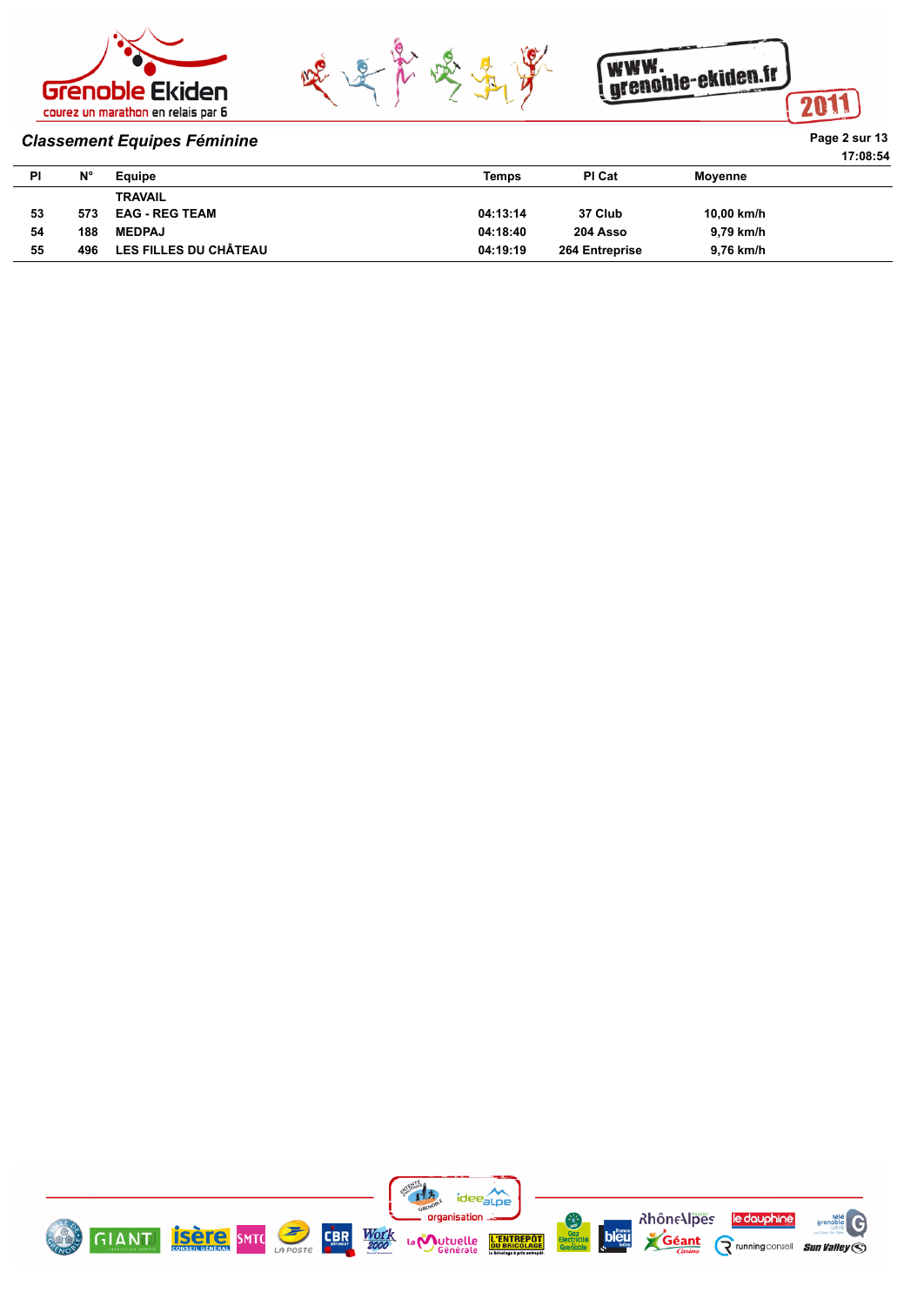## Classement Equipes Féminine

17:08:54

| Pl | N° | Equipe | Temps | Pl Cat | Moyenne |
|---|---|---|---|---|---|
| | | TRAVAIL | | | |
| 53 | 573 | EAG - REG TEAM | 04:13:14 | 37 Club | 10,00 km/h |
| 54 | 188 | MEDPAJ | 04:18:40 | 204 Asso | 9,79 km/h |
| 55 | 496 | LES FILLES DU CHÂTEAU | 04:19:19 | 264 Entreprise | 9,76 km/h |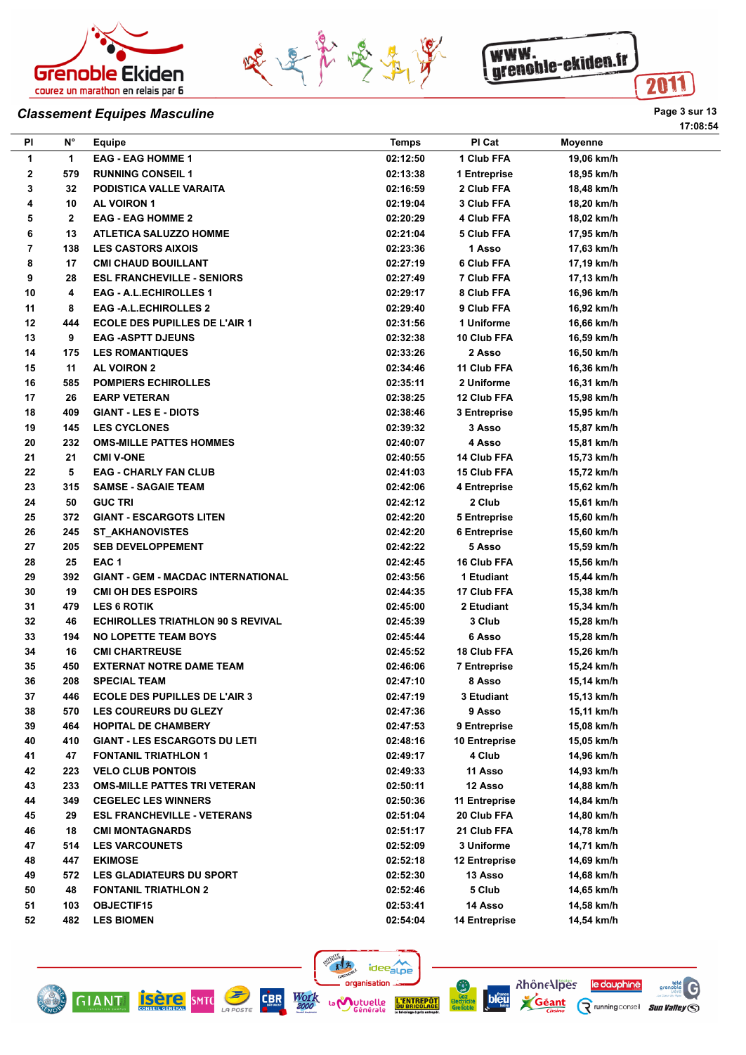## Classement Equipes Masculine

17:08:54

| Pl | N° | Equipe | Temps | Pl Cat | Moyenne |
|---|---|---|---|---|---|
| 1 | 1 | EAG - EAG HOMME 1 | 02:12:50 | 1 Club FFA | 19,06 km/h |
| 2 | 579 | RUNNING CONSEIL 1 | 02:13:38 | 1 Entreprise | 18,95 km/h |
| 3 | 32 | PODISTICA VALLE VARAITA | 02:16:59 | 2 Club FFA | 18,48 km/h |
| 4 | 10 | AL VOIRON 1 | 02:19:04 | 3 Club FFA | 18,20 km/h |
| 5 | 2 | EAG - EAG HOMME 2 | 02:20:29 | 4 Club FFA | 18,02 km/h |
| 6 | 13 | ATLETICA SALUZZO HOMME | 02:21:04 | 5 Club FFA | 17,95 km/h |
| 7 | 138 | LES CASTORS AIXOIS | 02:23:36 | 1 Asso | 17,63 km/h |
| 8 | 17 | CMI CHAUD BOUILLANT | 02:27:19 | 6 Club FFA | 17,19 km/h |
| 9 | 28 | ESL FRANCHEVILLE - SENIORS | 02:27:49 | 7 Club FFA | 17,13 km/h |
| 10 | 4 | EAG - A.L.ECHIROLLES 1 | 02:29:17 | 8 Club FFA | 16,96 km/h |
| 11 | 8 | EAG -A.L.ECHIROLLES 2 | 02:29:40 | 9 Club FFA | 16,92 km/h |
| 12 | 444 | ECOLE DES PUPILLES DE L'AIR 1 | 02:31:56 | 1 Uniforme | 16,66 km/h |
| 13 | 9 | EAG -ASPTT DJEUNS | 02:32:38 | 10 Club FFA | 16,59 km/h |
| 14 | 175 | LES ROMANTIQUES | 02:33:26 | 2 Asso | 16,50 km/h |
| 15 | 11 | AL VOIRON 2 | 02:34:46 | 11 Club FFA | 16,36 km/h |
| 16 | 585 | POMPIERS ECHIROLLES | 02:35:11 | 2 Uniforme | 16,31 km/h |
| 17 | 26 | EARP VETERAN | 02:38:25 | 12 Club FFA | 15,98 km/h |
| 18 | 409 | GIANT - LES E - DIOTS | 02:38:46 | 3 Entreprise | 15,95 km/h |
| 19 | 145 | LES CYCLONES | 02:39:32 | 3 Asso | 15,87 km/h |
| 20 | 232 | OMS-MILLE PATTES HOMMES | 02:40:07 | 4 Asso | 15,81 km/h |
| 21 | 21 | CMI V-ONE | 02:40:55 | 14 Club FFA | 15,73 km/h |
| 22 | 5 | EAG - CHARLY FAN CLUB | 02:41:03 | 15 Club FFA | 15,72 km/h |
| 23 | 315 | SAMSE - SAGAIE TEAM | 02:42:06 | 4 Entreprise | 15,62 km/h |
| 24 | 50 | GUC TRI | 02:42:12 | 2 Club | 15,61 km/h |
| 25 | 372 | GIANT - ESCARGOTS LITEN | 02:42:20 | 5 Entreprise | 15,60 km/h |
| 26 | 245 | ST_AKHANOVISTES | 02:42:20 | 6 Entreprise | 15,60 km/h |
| 27 | 205 | SEB DEVELOPPEMENT | 02:42:22 | 5 Asso | 15,59 km/h |
| 28 | 25 | EAC 1 | 02:42:45 | 16 Club FFA | 15,56 km/h |
| 29 | 392 | GIANT - GEM - MACDAC INTERNATIONAL | 02:43:56 | 1 Etudiant | 15,44 km/h |
| 30 | 19 | CMI OH DES ESPOIRS | 02:44:35 | 17 Club FFA | 15,38 km/h |
| 31 | 479 | LES 6 ROTIK | 02:45:00 | 2 Etudiant | 15,34 km/h |
| 32 | 46 | ECHIROLLES TRIATHLON 90 S REVIVAL | 02:45:39 | 3 Club | 15,28 km/h |
| 33 | 194 | NO LOPETTE TEAM BOYS | 02:45:44 | 6 Asso | 15,28 km/h |
| 34 | 16 | CMI CHARTREUSE | 02:45:52 | 18 Club FFA | 15,26 km/h |
| 35 | 450 | EXTERNAT NOTRE DAME TEAM | 02:46:06 | 7 Entreprise | 15,24 km/h |
| 36 | 208 | SPECIAL TEAM | 02:47:10 | 8 Asso | 15,14 km/h |
| 37 | 446 | ECOLE DES PUPILLES DE L'AIR 3 | 02:47:19 | 3 Etudiant | 15,13 km/h |
| 38 | 570 | LES COUREURS DU GLEZY | 02:47:36 | 9 Asso | 15,11 km/h |
| 39 | 464 | HOPITAL DE CHAMBERY | 02:47:53 | 9 Entreprise | 15,08 km/h |
| 40 | 410 | GIANT - LES ESCARGOTS DU LETI | 02:48:16 | 10 Entreprise | 15,05 km/h |
| 41 | 47 | FONTANIL TRIATHLON 1 | 02:49:17 | 4 Club | 14,96 km/h |
| 42 | 223 | VELO CLUB PONTOIS | 02:49:33 | 11 Asso | 14,93 km/h |
| 43 | 233 | OMS-MILLE PATTES TRI VETERAN | 02:50:11 | 12 Asso | 14,88 km/h |
| 44 | 349 | CEGELEC LES WINNERS | 02:50:36 | 11 Entreprise | 14,84 km/h |
| 45 | 29 | ESL FRANCHEVILLE - VETERANS | 02:51:04 | 20 Club FFA | 14,80 km/h |
| 46 | 18 | CMI MONTAGNARDS | 02:51:17 | 21 Club FFA | 14,78 km/h |
| 47 | 514 | LES VARCOUNETS | 02:52:09 | 3 Uniforme | 14,71 km/h |
| 48 | 447 | EKIMOSE | 02:52:18 | 12 Entreprise | 14,69 km/h |
| 49 | 572 | LES GLADIATEURS DU SPORT | 02:52:30 | 13 Asso | 14,68 km/h |
| 50 | 48 | FONTANIL TRIATHLON 2 | 02:52:46 | 5 Club | 14,65 km/h |
| 51 | 103 | OBJECTIF15 | 02:53:41 | 14 Asso | 14,58 km/h |
| 52 | 482 | LES BIOMEN | 02:54:04 | 14 Entreprise | 14,54 km/h |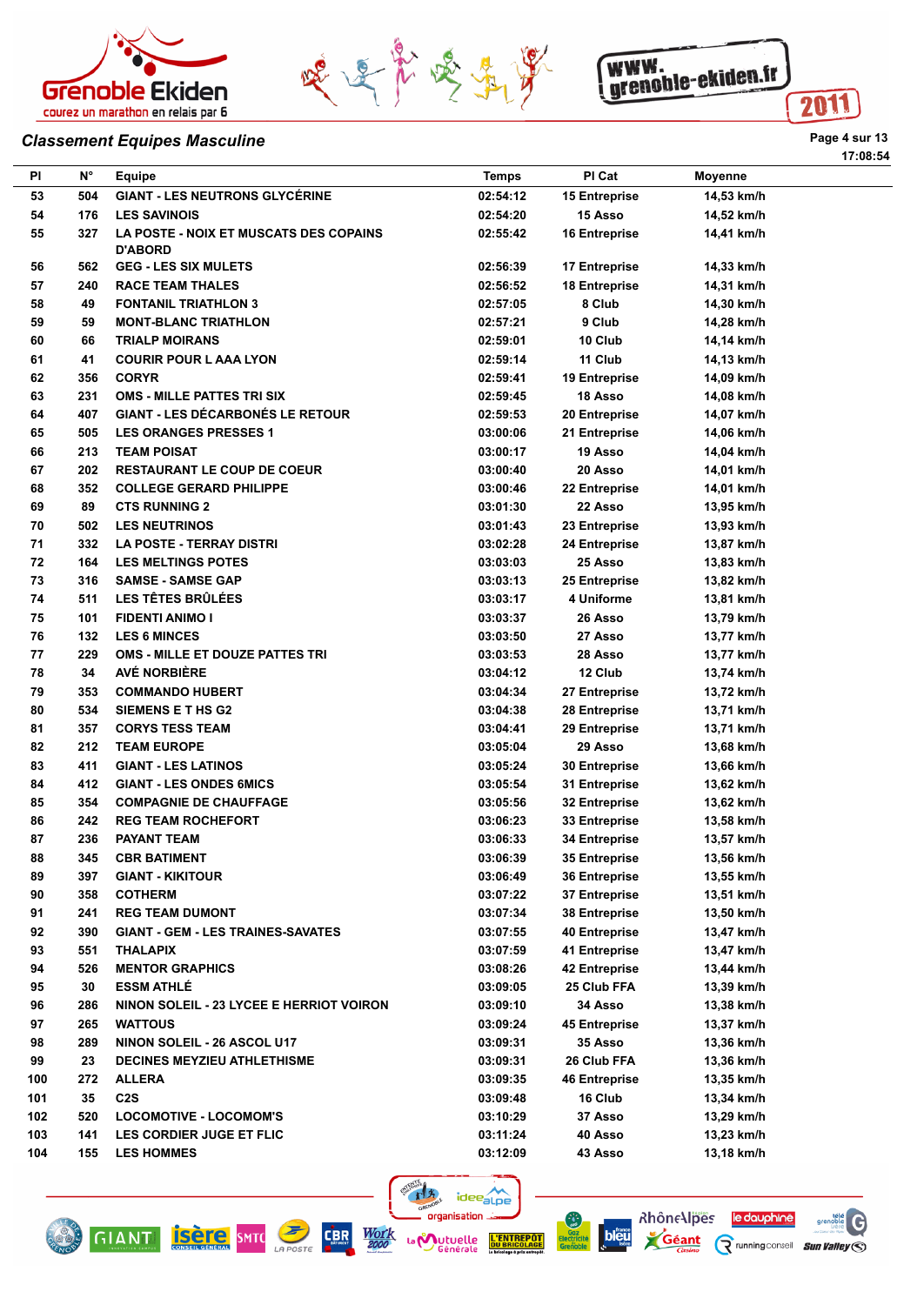## Classement Equipes Masculine

17:08:54

| Pl | N° | Equipe | Temps | Pl Cat | Moyenne |
|---|---|---|---|---|---|
| 53 | 504 | GIANT - LES NEUTRONS GLYCÉRINE | 02:54:12 | 15 Entreprise | 14,53 km/h |
| 54 | 176 | LES SAVINOIS | 02:54:20 | 15 Asso | 14,52 km/h |
| 55 | 327 | LA POSTE - NOIX ET MUSCATS DES COPAINS D'ABORD | 02:55:42 | 16 Entreprise | 14,41 km/h |
| 56 | 562 | GEG - LES SIX MULETS | 02:56:39 | 17 Entreprise | 14,33 km/h |
| 57 | 240 | RACE TEAM THALES | 02:56:52 | 18 Entreprise | 14,31 km/h |
| 58 | 49 | FONTANIL TRIATHLON 3 | 02:57:05 | 8 Club | 14,30 km/h |
| 59 | 59 | MONT-BLANC TRIATHLON | 02:57:21 | 9 Club | 14,28 km/h |
| 60 | 66 | TRIALP MOIRANS | 02:59:01 | 10 Club | 14,14 km/h |
| 61 | 41 | COURIR POUR L AAA LYON | 02:59:14 | 11 Club | 14,13 km/h |
| 62 | 356 | CORYR | 02:59:41 | 19 Entreprise | 14,09 km/h |
| 63 | 231 | OMS - MILLE PATTES TRI SIX | 02:59:45 | 18 Asso | 14,08 km/h |
| 64 | 407 | GIANT - LES DÉCARBONÉS LE RETOUR | 02:59:53 | 20 Entreprise | 14,07 km/h |
| 65 | 505 | LES ORANGES PRESSES 1 | 03:00:06 | 21 Entreprise | 14,06 km/h |
| 66 | 213 | TEAM POISAT | 03:00:17 | 19 Asso | 14,04 km/h |
| 67 | 202 | RESTAURANT LE COUP DE COEUR | 03:00:40 | 20 Asso | 14,01 km/h |
| 68 | 352 | COLLEGE GERARD PHILIPPE | 03:00:46 | 22 Entreprise | 14,01 km/h |
| 69 | 89 | CTS RUNNING 2 | 03:01:30 | 22 Asso | 13,95 km/h |
| 70 | 502 | LES NEUTRINOS | 03:01:43 | 23 Entreprise | 13,93 km/h |
| 71 | 332 | LA POSTE - TERRAY DISTRI | 03:02:28 | 24 Entreprise | 13,87 km/h |
| 72 | 164 | LES MELTINGS POTES | 03:03:03 | 25 Asso | 13,83 km/h |
| 73 | 316 | SAMSE - SAMSE GAP | 03:03:13 | 25 Entreprise | 13,82 km/h |
| 74 | 511 | LES TÊTES BRÛLÉES | 03:03:17 | 4 Uniforme | 13,81 km/h |
| 75 | 101 | FIDENTI ANIMO I | 03:03:37 | 26 Asso | 13,79 km/h |
| 76 | 132 | LES 6 MINCES | 03:03:50 | 27 Asso | 13,77 km/h |
| 77 | 229 | OMS - MILLE ET DOUZE PATTES TRI | 03:03:53 | 28 Asso | 13,77 km/h |
| 78 | 34 | AVÉ NORBIÈRE | 03:04:12 | 12 Club | 13,74 km/h |
| 79 | 353 | COMMANDO HUBERT | 03:04:34 | 27 Entreprise | 13,72 km/h |
| 80 | 534 | SIEMENS E T HS G2 | 03:04:38 | 28 Entreprise | 13,71 km/h |
| 81 | 357 | CORYS TESS TEAM | 03:04:41 | 29 Entreprise | 13,71 km/h |
| 82 | 212 | TEAM EUROPE | 03:05:04 | 29 Asso | 13,68 km/h |
| 83 | 411 | GIANT - LES LATINOS | 03:05:24 | 30 Entreprise | 13,66 km/h |
| 84 | 412 | GIANT - LES ONDES 6MICS | 03:05:54 | 31 Entreprise | 13,62 km/h |
| 85 | 354 | COMPAGNIE DE CHAUFFAGE | 03:05:56 | 32 Entreprise | 13,62 km/h |
| 86 | 242 | REG TEAM ROCHEFORT | 03:06:23 | 33 Entreprise | 13,58 km/h |
| 87 | 236 | PAYANT TEAM | 03:06:33 | 34 Entreprise | 13,57 km/h |
| 88 | 345 | CBR BATIMENT | 03:06:39 | 35 Entreprise | 13,56 km/h |
| 89 | 397 | GIANT - KIKITOUR | 03:06:49 | 36 Entreprise | 13,55 km/h |
| 90 | 358 | COTHERM | 03:07:22 | 37 Entreprise | 13,51 km/h |
| 91 | 241 | REG TEAM DUMONT | 03:07:34 | 38 Entreprise | 13,50 km/h |
| 92 | 390 | GIANT - GEM - LES TRAINES-SAVATES | 03:07:55 | 40 Entreprise | 13,47 km/h |
| 93 | 551 | THALAPIX | 03:07:59 | 41 Entreprise | 13,47 km/h |
| 94 | 526 | MENTOR GRAPHICS | 03:08:26 | 42 Entreprise | 13,44 km/h |
| 95 | 30 | ESSM ATHLÉ | 03:09:05 | 25 Club FFA | 13,39 km/h |
| 96 | 286 | NINON SOLEIL - 23 LYCEE E HERRIOT VOIRON | 03:09:10 | 34 Asso | 13,38 km/h |
| 97 | 265 | WATTOUS | 03:09:24 | 45 Entreprise | 13,37 km/h |
| 98 | 289 | NINON SOLEIL - 26 ASCOL U17 | 03:09:31 | 35 Asso | 13,36 km/h |
| 99 | 23 | DECINES MEYZIEU ATHLETHISME | 03:09:31 | 26 Club FFA | 13,36 km/h |
| 100 | 272 | ALLERA | 03:09:35 | 46 Entreprise | 13,35 km/h |
| 101 | 35 | C2S | 03:09:48 | 16 Club | 13,34 km/h |
| 102 | 520 | LOCOMOTIVE - LOCOMOM'S | 03:10:29 | 37 Asso | 13,29 km/h |
| 103 | 141 | LES CORDIER JUGE ET FLIC | 03:11:24 | 40 Asso | 13,23 km/h |
| 104 | 155 | LES HOMMES | 03:12:09 | 43 Asso | 13,18 km/h |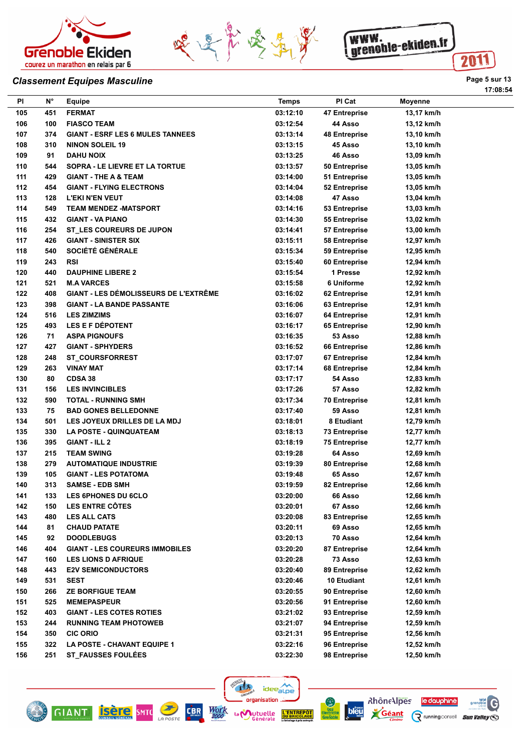## Classement Equipes Masculine

17:08:54

| Pl | N° | Equipe | Temps | Pl Cat | Moyenne |
|---|---|---|---|---|---|
| 105 | 451 | FERMAT | 03:12:10 | 47 Entreprise | 13,17 km/h |
| 106 | 100 | FIASCO TEAM | 03:12:54 | 44 Asso | 13,12 km/h |
| 107 | 374 | GIANT - ESRF LES 6 MULES TANNEES | 03:13:14 | 48 Entreprise | 13,10 km/h |
| 108 | 310 | NINON SOLEIL 19 | 03:13:15 | 45 Asso | 13,10 km/h |
| 109 | 91 | DAHU NOIX | 03:13:25 | 46 Asso | 13,09 km/h |
| 110 | 544 | SOPRA - LE LIEVRE ET LA TORTUE | 03:13:57 | 50 Entreprise | 13,05 km/h |
| 111 | 429 | GIANT - THE A & TEAM | 03:14:00 | 51 Entreprise | 13,05 km/h |
| 112 | 454 | GIANT - FLYING ELECTRONS | 03:14:04 | 52 Entreprise | 13,05 km/h |
| 113 | 128 | L'EKI N'EN VEUT | 03:14:08 | 47 Asso | 13,04 km/h |
| 114 | 549 | TEAM MENDEZ -MATSPORT | 03:14:16 | 53 Entreprise | 13,03 km/h |
| 115 | 432 | GIANT - VA PIANO | 03:14:30 | 55 Entreprise | 13,02 km/h |
| 116 | 254 | ST_LES COUREURS DE JUPON | 03:14:41 | 57 Entreprise | 13,00 km/h |
| 117 | 426 | GIANT - SINISTER SIX | 03:15:11 | 58 Entreprise | 12,97 km/h |
| 118 | 540 | SOCIÉTÉ GÉNÉRALE | 03:15:34 | 59 Entreprise | 12,95 km/h |
| 119 | 243 | RSI | 03:15:40 | 60 Entreprise | 12,94 km/h |
| 120 | 440 | DAUPHINE LIBERE 2 | 03:15:54 | 1 Presse | 12,92 km/h |
| 121 | 521 | M.A VARCES | 03:15:58 | 6 Uniforme | 12,92 km/h |
| 122 | 408 | GIANT - LES DÉMOLISSEURS DE L'EXTRÊME | 03:16:02 | 62 Entreprise | 12,91 km/h |
| 123 | 398 | GIANT - LA BANDE PASSANTE | 03:16:06 | 63 Entreprise | 12,91 km/h |
| 124 | 516 | LES ZIMZIMS | 03:16:07 | 64 Entreprise | 12,91 km/h |
| 125 | 493 | LES E F DÉPOTENT | 03:16:17 | 65 Entreprise | 12,90 km/h |
| 126 | 71 | ASPA PIGNOUFS | 03:16:35 | 53 Asso | 12,88 km/h |
| 127 | 427 | GIANT - SPHYDERS | 03:16:52 | 66 Entreprise | 12,86 km/h |
| 128 | 248 | ST_COURSFORREST | 03:17:07 | 67 Entreprise | 12,84 km/h |
| 129 | 263 | VINAY MAT | 03:17:14 | 68 Entreprise | 12,84 km/h |
| 130 | 80 | CDSA 38 | 03:17:17 | 54 Asso | 12,83 km/h |
| 131 | 156 | LES INVINCIBLES | 03:17:26 | 57 Asso | 12,82 km/h |
| 132 | 590 | TOTAL - RUNNING SMH | 03:17:34 | 70 Entreprise | 12,81 km/h |
| 133 | 75 | BAD GONES BELLEDONNE | 03:17:40 | 59 Asso | 12,81 km/h |
| 134 | 501 | LES JOYEUX DRILLES DE LA MDJ | 03:18:01 | 8 Etudiant | 12,79 km/h |
| 135 | 330 | LA POSTE - QUINQUATEAM | 03:18:13 | 73 Entreprise | 12,77 km/h |
| 136 | 395 | GIANT - ILL 2 | 03:18:19 | 75 Entreprise | 12,77 km/h |
| 137 | 215 | TEAM SWING | 03:19:28 | 64 Asso | 12,69 km/h |
| 138 | 279 | AUTOMATIQUE INDUSTRIE | 03:19:39 | 80 Entreprise | 12,68 km/h |
| 139 | 105 | GIANT - LES POTATOMA | 03:19:48 | 65 Asso | 12,67 km/h |
| 140 | 313 | SAMSE - EDB SMH | 03:19:59 | 82 Entreprise | 12,66 km/h |
| 141 | 133 | LES 6PHONES DU 6CLO | 03:20:00 | 66 Asso | 12,66 km/h |
| 142 | 150 | LES ENTRE CÔTES | 03:20:01 | 67 Asso | 12,66 km/h |
| 143 | 480 | LES ALL CATS | 03:20:08 | 83 Entreprise | 12,65 km/h |
| 144 | 81 | CHAUD PATATE | 03:20:11 | 69 Asso | 12,65 km/h |
| 145 | 92 | DOODLEBUGS | 03:20:13 | 70 Asso | 12,64 km/h |
| 146 | 404 | GIANT - LES COUREURS IMMOBILES | 03:20:20 | 87 Entreprise | 12,64 km/h |
| 147 | 160 | LES LIONS D AFRIQUE | 03:20:28 | 73 Asso | 12,63 km/h |
| 148 | 443 | E2V SEMICONDUCTORS | 03:20:40 | 89 Entreprise | 12,62 km/h |
| 149 | 531 | SEST | 03:20:46 | 10 Etudiant | 12,61 km/h |
| 150 | 266 | ZE BORFIGUE TEAM | 03:20:55 | 90 Entreprise | 12,60 km/h |
| 151 | 525 | MEMEPASPEUR | 03:20:56 | 91 Entreprise | 12,60 km/h |
| 152 | 403 | GIANT - LES COTES ROTIES | 03:21:02 | 93 Entreprise | 12,59 km/h |
| 153 | 244 | RUNNING TEAM PHOTOWEB | 03:21:07 | 94 Entreprise | 12,59 km/h |
| 154 | 350 | CIC ORIO | 03:21:31 | 95 Entreprise | 12,56 km/h |
| 155 | 322 | LA POSTE - CHAVANT EQUIPE 1 | 03:22:16 | 96 Entreprise | 12,52 km/h |
| 156 | 251 | ST_FAUSSES FOULÉES | 03:22:30 | 98 Entreprise | 12,50 km/h |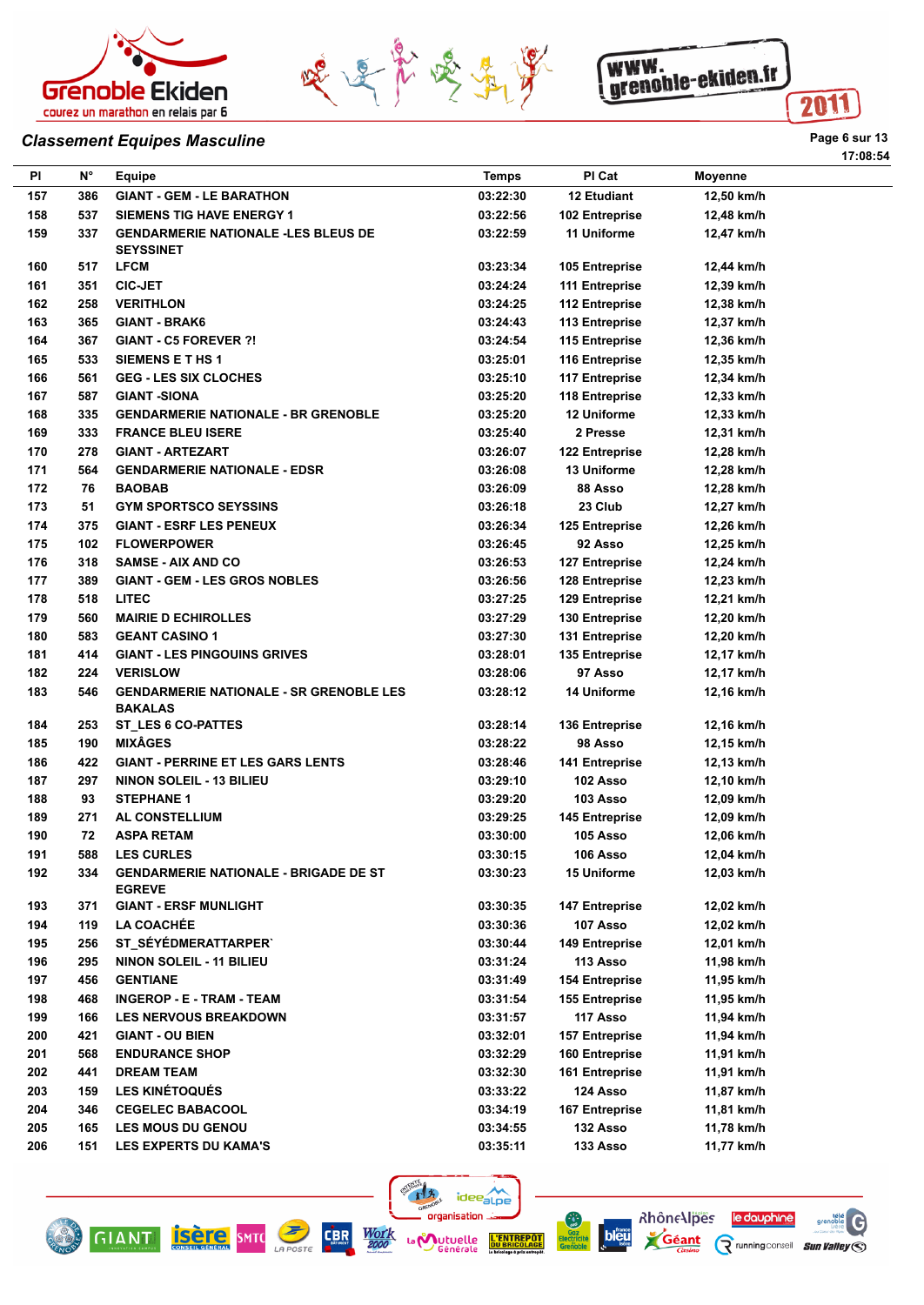## Classement Equipes Masculine

| Pl | N° | Equipe | Temps | Pl Cat | Moyenne |
|---|---|---|---|---|---|
| 157 | 386 | GIANT - GEM - LE BARATHON | 03:22:30 | 12 Etudiant | 12,50 km/h |
| 158 | 537 | SIEMENS TIG HAVE ENERGY 1 | 03:22:56 | 102 Entreprise | 12,48 km/h |
| 159 | 337 | GENDARMERIE NATIONALE -LES BLEUS DE SEYSSINET | 03:22:59 | 11 Uniforme | 12,47 km/h |
| 160 | 517 | LFCM | 03:23:34 | 105 Entreprise | 12,44 km/h |
| 161 | 351 | CIC-JET | 03:24:24 | 111 Entreprise | 12,39 km/h |
| 162 | 258 | VERITHLON | 03:24:25 | 112 Entreprise | 12,38 km/h |
| 163 | 365 | GIANT - BRAK6 | 03:24:43 | 113 Entreprise | 12,37 km/h |
| 164 | 367 | GIANT - C5 FOREVER ?! | 03:24:54 | 115 Entreprise | 12,36 km/h |
| 165 | 533 | SIEMENS E T HS 1 | 03:25:01 | 116 Entreprise | 12,35 km/h |
| 166 | 561 | GEG - LES SIX CLOCHES | 03:25:10 | 117 Entreprise | 12,34 km/h |
| 167 | 587 | GIANT -SIONA | 03:25:20 | 118 Entreprise | 12,33 km/h |
| 168 | 335 | GENDARMERIE NATIONALE - BR GRENOBLE | 03:25:20 | 12 Uniforme | 12,33 km/h |
| 169 | 333 | FRANCE BLEU ISERE | 03:25:40 | 2 Presse | 12,31 km/h |
| 170 | 278 | GIANT - ARTEZART | 03:26:07 | 122 Entreprise | 12,28 km/h |
| 171 | 564 | GENDARMERIE NATIONALE - EDSR | 03:26:08 | 13 Uniforme | 12,28 km/h |
| 172 | 76 | BAOBAB | 03:26:09 | 88 Asso | 12,28 km/h |
| 173 | 51 | GYM SPORTSCO SEYSSINS | 03:26:18 | 23 Club | 12,27 km/h |
| 174 | 375 | GIANT - ESRF LES PENEUX | 03:26:34 | 125 Entreprise | 12,26 km/h |
| 175 | 102 | FLOWERPOWER | 03:26:45 | 92 Asso | 12,25 km/h |
| 176 | 318 | SAMSE - AIX AND CO | 03:26:53 | 127 Entreprise | 12,24 km/h |
| 177 | 389 | GIANT - GEM - LES GROS NOBLES | 03:26:56 | 128 Entreprise | 12,23 km/h |
| 178 | 518 | LITEC | 03:27:25 | 129 Entreprise | 12,21 km/h |
| 179 | 560 | MAIRIE D ECHIROLLES | 03:27:29 | 130 Entreprise | 12,20 km/h |
| 180 | 583 | GEANT CASINO 1 | 03:27:30 | 131 Entreprise | 12,20 km/h |
| 181 | 414 | GIANT - LES PINGOUINS GRIVES | 03:28:01 | 135 Entreprise | 12,17 km/h |
| 182 | 224 | VERISLOW | 03:28:06 | 97 Asso | 12,17 km/h |
| 183 | 546 | GENDARMERIE NATIONALE - SR GRENOBLE LES BAKALAS | 03:28:12 | 14 Uniforme | 12,16 km/h |
| 184 | 253 | ST_LES 6 CO-PATTES | 03:28:14 | 136 Entreprise | 12,16 km/h |
| 185 | 190 | MIXÂGES | 03:28:22 | 98 Asso | 12,15 km/h |
| 186 | 422 | GIANT - PERRINE ET LES GARS LENTS | 03:28:46 | 141 Entreprise | 12,13 km/h |
| 187 | 297 | NINON SOLEIL - 13 BILIEU | 03:29:10 | 102 Asso | 12,10 km/h |
| 188 | 93 | STEPHANE 1 | 03:29:20 | 103 Asso | 12,09 km/h |
| 189 | 271 | AL CONSTELLIUM | 03:29:25 | 145 Entreprise | 12,09 km/h |
| 190 | 72 | ASPA RETAM | 03:30:00 | 105 Asso | 12,06 km/h |
| 191 | 588 | LES CURLES | 03:30:15 | 106 Asso | 12,04 km/h |
| 192 | 334 | GENDARMERIE NATIONALE - BRIGADE DE ST EGREVE | 03:30:23 | 15 Uniforme | 12,03 km/h |
| 193 | 371 | GIANT - ERSF MUNLIGHT | 03:30:35 | 147 Entreprise | 12,02 km/h |
| 194 | 119 | LA COACHÉE | 03:30:36 | 107 Asso | 12,02 km/h |
| 195 | 256 | ST_SÉYÉDMERATTARPER` | 03:30:44 | 149 Entreprise | 12,01 km/h |
| 196 | 295 | NINON SOLEIL - 11 BILIEU | 03:31:24 | 113 Asso | 11,98 km/h |
| 197 | 456 | GENTIANE | 03:31:49 | 154 Entreprise | 11,95 km/h |
| 198 | 468 | INGEROP - E - TRAM - TEAM | 03:31:54 | 155 Entreprise | 11,95 km/h |
| 199 | 166 | LES NERVOUS BREAKDOWN | 03:31:57 | 117 Asso | 11,94 km/h |
| 200 | 421 | GIANT - OU BIEN | 03:32:01 | 157 Entreprise | 11,94 km/h |
| 201 | 568 | ENDURANCE SHOP | 03:32:29 | 160 Entreprise | 11,91 km/h |
| 202 | 441 | DREAM TEAM | 03:32:30 | 161 Entreprise | 11,91 km/h |
| 203 | 159 | LES KINÉTOQUÉS | 03:33:22 | 124 Asso | 11,87 km/h |
| 204 | 346 | CEGELEC BABACOOL | 03:34:19 | 167 Entreprise | 11,81 km/h |
| 205 | 165 | LES MOUS DU GENOU | 03:34:55 | 132 Asso | 11,78 km/h |
| 206 | 151 | LES EXPERTS DU KAMA'S | 03:35:11 | 133 Asso | 11,77 km/h |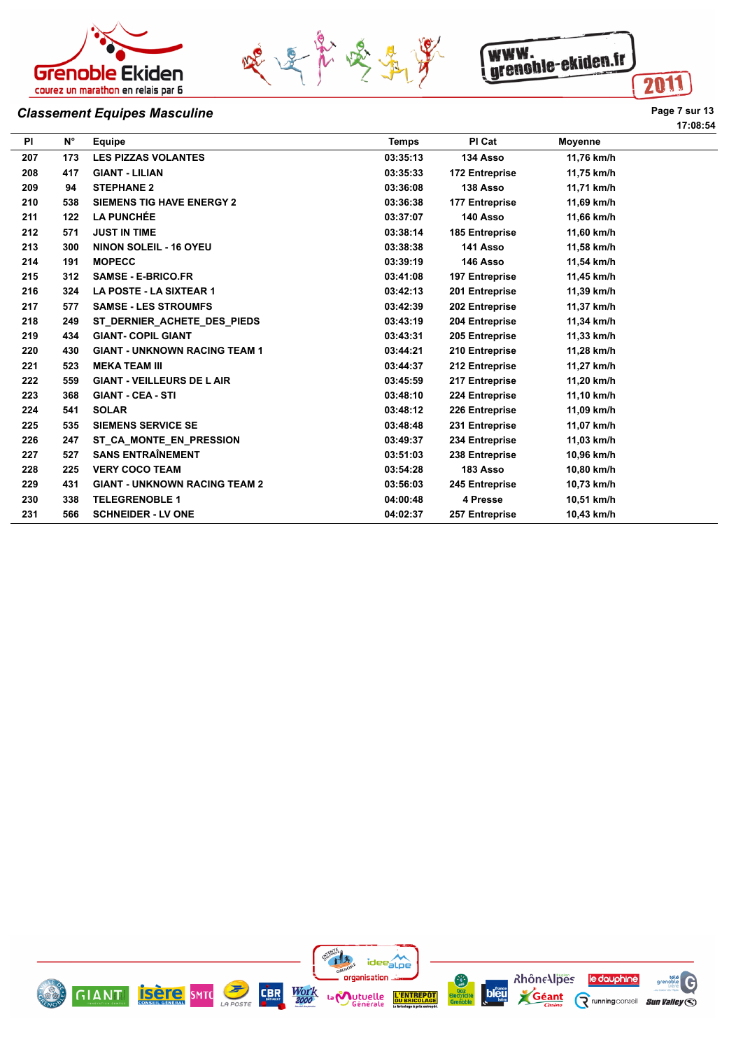## Classement Equipes Masculine

17:08:54

| Pl | N° | Equipe | Temps | Pl Cat | Moyenne |
|---|---|---|---|---|---|
| 207 | 173 | LES PIZZAS VOLANTES | 03:35:13 | 134 Asso | 11,76 km/h |
| 208 | 417 | GIANT - LILIAN | 03:35:33 | 172 Entreprise | 11,75 km/h |
| 209 | 94 | STEPHANE 2 | 03:36:08 | 138 Asso | 11,71 km/h |
| 210 | 538 | SIEMENS TIG HAVE ENERGY 2 | 03:36:38 | 177 Entreprise | 11,69 km/h |
| 211 | 122 | LA PUNCHÉE | 03:37:07 | 140 Asso | 11,66 km/h |
| 212 | 571 | JUST IN TIME | 03:38:14 | 185 Entreprise | 11,60 km/h |
| 213 | 300 | NINON SOLEIL - 16 OYEU | 03:38:38 | 141 Asso | 11,58 km/h |
| 214 | 191 | MOPECC | 03:39:19 | 146 Asso | 11,54 km/h |
| 215 | 312 | SAMSE - E-BRICO.FR | 03:41:08 | 197 Entreprise | 11,45 km/h |
| 216 | 324 | LA POSTE - LA SIXTEAR 1 | 03:42:13 | 201 Entreprise | 11,39 km/h |
| 217 | 577 | SAMSE - LES STROUMFS | 03:42:39 | 202 Entreprise | 11,37 km/h |
| 218 | 249 | ST_DERNIER_ACHETE_DES_PIEDS | 03:43:19 | 204 Entreprise | 11,34 km/h |
| 219 | 434 | GIANT- COPIL GIANT | 03:43:31 | 205 Entreprise | 11,33 km/h |
| 220 | 430 | GIANT - UNKNOWN RACING TEAM 1 | 03:44:21 | 210 Entreprise | 11,28 km/h |
| 221 | 523 | MEKA TEAM III | 03:44:37 | 212 Entreprise | 11,27 km/h |
| 222 | 559 | GIANT - VEILLEURS DE L AIR | 03:45:59 | 217 Entreprise | 11,20 km/h |
| 223 | 368 | GIANT - CEA - STI | 03:48:10 | 224 Entreprise | 11,10 km/h |
| 224 | 541 | SOLAR | 03:48:12 | 226 Entreprise | 11,09 km/h |
| 225 | 535 | SIEMENS SERVICE SE | 03:48:48 | 231 Entreprise | 11,07 km/h |
| 226 | 247 | ST_CA_MONTE_EN_PRESSION | 03:49:37 | 234 Entreprise | 11,03 km/h |
| 227 | 527 | SANS ENTRAÎNEMENT | 03:51:03 | 238 Entreprise | 10,96 km/h |
| 228 | 225 | VERY COCO TEAM | 03:54:28 | 183 Asso | 10,80 km/h |
| 229 | 431 | GIANT - UNKNOWN RACING TEAM 2 | 03:56:03 | 245 Entreprise | 10,73 km/h |
| 230 | 338 | TELEGRENOBLE 1 | 04:00:48 | 4 Presse | 10,51 km/h |
| 231 | 566 | SCHNEIDER - LV ONE | 04:02:37 | 257 Entreprise | 10,43 km/h |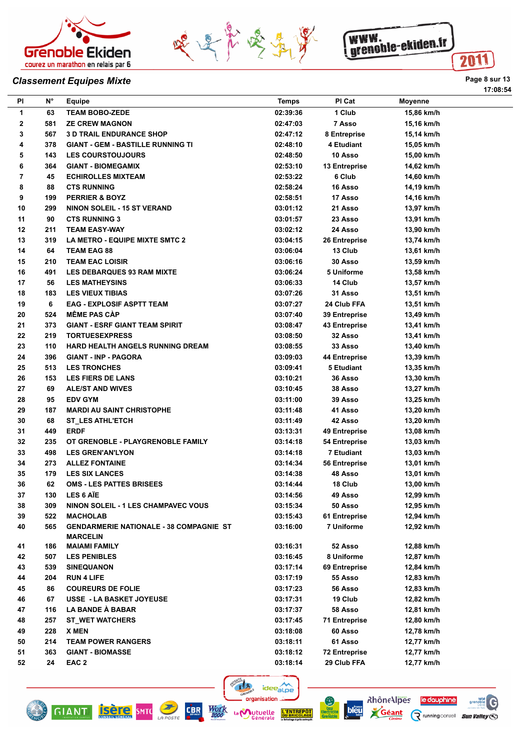## Classement Equipes Mixte

17:08:54

| Pl | N° | Equipe | Temps | Pl Cat | Moyenne |
|---|---|---|---|---|---|
| 1 | 63 | TEAM BOBO-ZEDE | 02:39:36 | 1 Club | 15,86 km/h |
| 2 | 581 | ZE CREW MAGNON | 02:47:03 | 7 Asso | 15,16 km/h |
| 3 | 567 | 3 D TRAIL ENDURANCE SHOP | 02:47:12 | 8 Entreprise | 15,14 km/h |
| 4 | 378 | GIANT - GEM - BASTILLE RUNNING TI | 02:48:10 | 4 Etudiant | 15,05 km/h |
| 5 | 143 | LES COURSTOUJOURS | 02:48:50 | 10 Asso | 15,00 km/h |
| 6 | 364 | GIANT - BIOMEGAMIX | 02:53:10 | 13 Entreprise | 14,62 km/h |
| 7 | 45 | ECHIROLLES MIXTEAM | 02:53:22 | 6 Club | 14,60 km/h |
| 8 | 88 | CTS RUNNING | 02:58:24 | 16 Asso | 14,19 km/h |
| 9 | 199 | PERRIER & BOYZ | 02:58:51 | 17 Asso | 14,16 km/h |
| 10 | 299 | NINON SOLEIL - 15 ST VERAND | 03:01:12 | 21 Asso | 13,97 km/h |
| 11 | 90 | CTS RUNNING 3 | 03:01:57 | 23 Asso | 13,91 km/h |
| 12 | 211 | TEAM EASY-WAY | 03:02:12 | 24 Asso | 13,90 km/h |
| 13 | 319 | LA METRO - EQUIPE MIXTE SMTC 2 | 03:04:15 | 26 Entreprise | 13,74 km/h |
| 14 | 64 | TEAM EAG 88 | 03:06:04 | 13 Club | 13,61 km/h |
| 15 | 210 | TEAM EAC LOISIR | 03:06:16 | 30 Asso | 13,59 km/h |
| 16 | 491 | LES DEBARQUES 93 RAM MIXTE | 03:06:24 | 5 Uniforme | 13,58 km/h |
| 17 | 56 | LES MATHEYSINS | 03:06:33 | 14 Club | 13,57 km/h |
| 18 | 183 | LES VIEUX TIBIAS | 03:07:26 | 31 Asso | 13,51 km/h |
| 19 | 6 | EAG - EXPLOSIF ASPTT TEAM | 03:07:27 | 24 Club FFA | 13,51 km/h |
| 20 | 524 | MÊME PAS CÀP | 03:07:40 | 39 Entreprise | 13,49 km/h |
| 21 | 373 | GIANT - ESRF GIANT TEAM SPIRIT | 03:08:47 | 43 Entreprise | 13,41 km/h |
| 22 | 219 | TORTUESEXPRESS | 03:08:50 | 32 Asso | 13,41 km/h |
| 23 | 110 | HARD HEALTH ANGELS RUNNING DREAM | 03:08:55 | 33 Asso | 13,40 km/h |
| 24 | 396 | GIANT - INP - PAGORA | 03:09:03 | 44 Entreprise | 13,39 km/h |
| 25 | 513 | LES TRONCHES | 03:09:41 | 5 Etudiant | 13,35 km/h |
| 26 | 153 | LES FIERS DE LANS | 03:10:21 | 36 Asso | 13,30 km/h |
| 27 | 69 | ALE/ST AND WIVES | 03:10:45 | 38 Asso | 13,27 km/h |
| 28 | 95 | EDV GYM | 03:11:00 | 39 Asso | 13,25 km/h |
| 29 | 187 | MARDI AU SAINT CHRISTOPHE | 03:11:48 | 41 Asso | 13,20 km/h |
| 30 | 68 | ST_LES ATHL'ETCH | 03:11:49 | 42 Asso | 13,20 km/h |
| 31 | 449 | ERDF | 03:13:31 | 49 Entreprise | 13,08 km/h |
| 32 | 235 | OT GRENOBLE - PLAYGRENOBLE FAMILY | 03:14:18 | 54 Entreprise | 13,03 km/h |
| 33 | 498 | LES GREN'AN'LYON | 03:14:18 | 7 Etudiant | 13,03 km/h |
| 34 | 273 | ALLEZ FONTAINE | 03:14:34 | 56 Entreprise | 13,01 km/h |
| 35 | 179 | LES SIX LANCES | 03:14:38 | 48 Asso | 13,01 km/h |
| 36 | 62 | OMS - LES PATTES BRISEES | 03:14:44 | 18 Club | 13,00 km/h |
| 37 | 130 | LES 6 AÏE | 03:14:56 | 49 Asso | 12,99 km/h |
| 38 | 309 | NINON SOLEIL - 1 LES CHAMPAVEC VOUS | 03:15:34 | 50 Asso | 12,95 km/h |
| 39 | 522 | MACHOLAB | 03:15:43 | 61 Entreprise | 12,94 km/h |
| 40 | 565 | GENDARMERIE NATIONALE - 38 COMPAGNIE ST MARCELIN | 03:16:00 | 7 Uniforme | 12,92 km/h |
| 41 | 186 | MAIAMI FAMILY | 03:16:31 | 52 Asso | 12,88 km/h |
| 42 | 507 | LES PENIBLES | 03:16:45 | 8 Uniforme | 12,87 km/h |
| 43 | 539 | SINEQUANON | 03:17:14 | 69 Entreprise | 12,84 km/h |
| 44 | 204 | RUN 4 LIFE | 03:17:19 | 55 Asso | 12,83 km/h |
| 45 | 86 | COUREURS DE FOLIE | 03:17:23 | 56 Asso | 12,83 km/h |
| 46 | 67 | USSE - LA BASKET JOYEUSE | 03:17:31 | 19 Club | 12,82 km/h |
| 47 | 116 | LA BANDE À BABAR | 03:17:37 | 58 Asso | 12,81 km/h |
| 48 | 257 | ST_WET WATCHERS | 03:17:45 | 71 Entreprise | 12,80 km/h |
| 49 | 228 | X MEN | 03:18:08 | 60 Asso | 12,78 km/h |
| 50 | 214 | TEAM POWER RANGERS | 03:18:11 | 61 Asso | 12,77 km/h |
| 51 | 363 | GIANT - BIOMASSE | 03:18:12 | 72 Entreprise | 12,77 km/h |
| 52 | 24 | EAC 2 | 03:18:14 | 29 Club FFA | 12,77 km/h |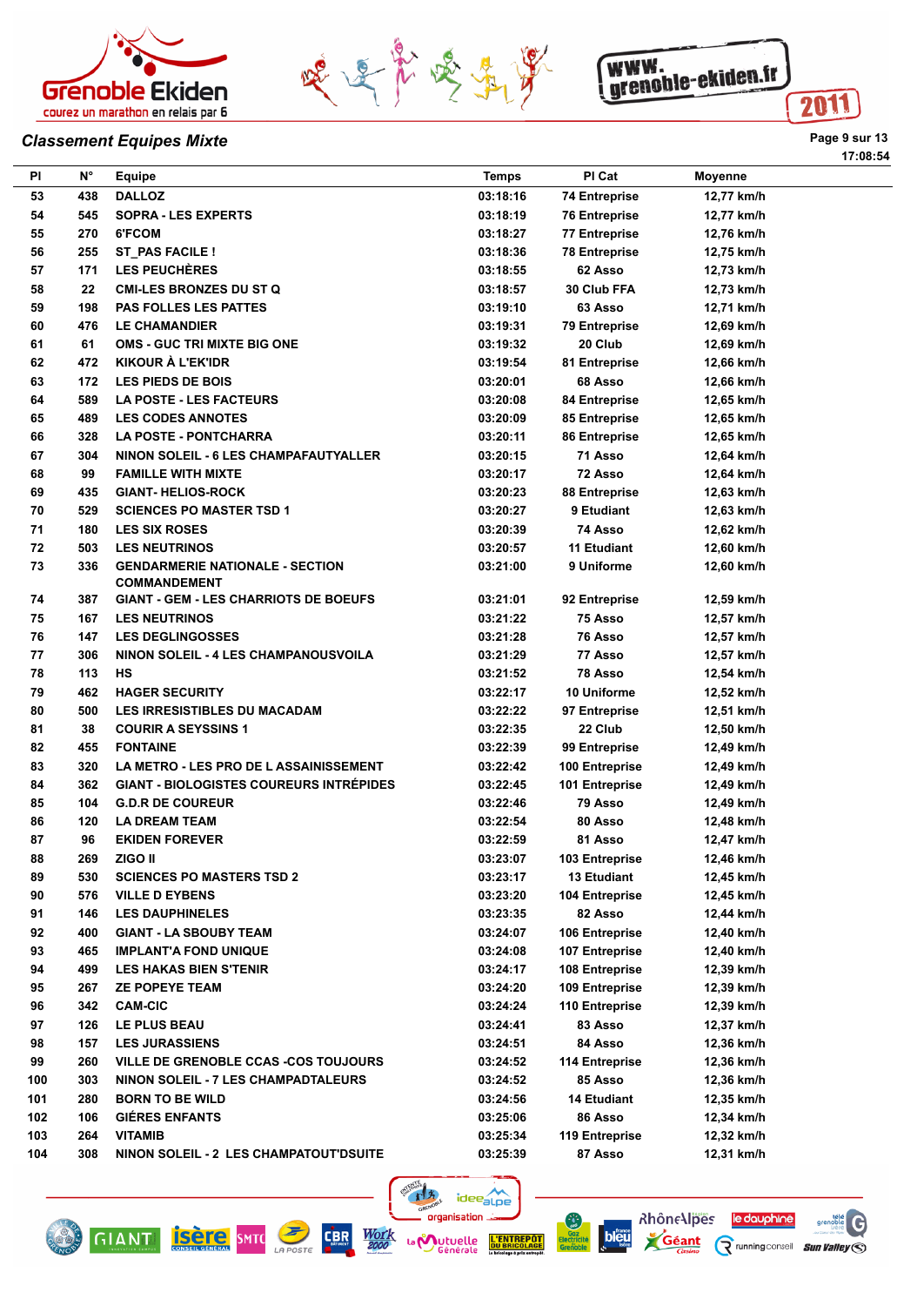## Classement Equipes Mixte

17:08:54

| Pl | N° | Equipe | Temps | Pl Cat | Moyenne |
|---|---|---|---|---|---|
| 53 | 438 | DALLOZ | 03:18:16 | 74 Entreprise | 12,77 km/h |
| 54 | 545 | SOPRA - LES EXPERTS | 03:18:19 | 76 Entreprise | 12,77 km/h |
| 55 | 270 | 6'FCOM | 03:18:27 | 77 Entreprise | 12,76 km/h |
| 56 | 255 | ST_PAS FACILE ! | 03:18:36 | 78 Entreprise | 12,75 km/h |
| 57 | 171 | LES PEUCHÈRES | 03:18:55 | 62 Asso | 12,73 km/h |
| 58 | 22 | CMI-LES BRONZES DU ST Q | 03:18:57 | 30 Club FFA | 12,73 km/h |
| 59 | 198 | PAS FOLLES LES PATTES | 03:19:10 | 63 Asso | 12,71 km/h |
| 60 | 476 | LE CHAMANDIER | 03:19:31 | 79 Entreprise | 12,69 km/h |
| 61 | 61 | OMS - GUC TRI MIXTE BIG ONE | 03:19:32 | 20 Club | 12,69 km/h |
| 62 | 472 | KIKOUR À L'EK'IDR | 03:19:54 | 81 Entreprise | 12,66 km/h |
| 63 | 172 | LES PIEDS DE BOIS | 03:20:01 | 68 Asso | 12,66 km/h |
| 64 | 589 | LA POSTE - LES FACTEURS | 03:20:08 | 84 Entreprise | 12,65 km/h |
| 65 | 489 | LES CODES ANNOTES | 03:20:09 | 85 Entreprise | 12,65 km/h |
| 66 | 328 | LA POSTE - PONTCHARRA | 03:20:11 | 86 Entreprise | 12,65 km/h |
| 67 | 304 | NINON SOLEIL - 6 LES CHAMPAFAUTYALLER | 03:20:15 | 71 Asso | 12,64 km/h |
| 68 | 99 | FAMILLE WITH MIXTE | 03:20:17 | 72 Asso | 12,64 km/h |
| 69 | 435 | GIANT- HELIOS-ROCK | 03:20:23 | 88 Entreprise | 12,63 km/h |
| 70 | 529 | SCIENCES PO MASTER TSD 1 | 03:20:27 | 9 Etudiant | 12,63 km/h |
| 71 | 180 | LES SIX ROSES | 03:20:39 | 74 Asso | 12,62 km/h |
| 72 | 503 | LES NEUTRINOS | 03:20:57 | 11 Etudiant | 12,60 km/h |
| 73 | 336 | GENDARMERIE NATIONALE - SECTION COMMANDEMENT | 03:21:00 | 9 Uniforme | 12,60 km/h |
| 74 | 387 | GIANT - GEM - LES CHARRIOTS DE BOEUFS | 03:21:01 | 92 Entreprise | 12,59 km/h |
| 75 | 167 | LES NEUTRINOS | 03:21:22 | 75 Asso | 12,57 km/h |
| 76 | 147 | LES DEGLINGOSSES | 03:21:28 | 76 Asso | 12,57 km/h |
| 77 | 306 | NINON SOLEIL - 4 LES CHAMPANOUSVOILA | 03:21:29 | 77 Asso | 12,57 km/h |
| 78 | 113 | HS | 03:21:52 | 78 Asso | 12,54 km/h |
| 79 | 462 | HAGER SECURITY | 03:22:17 | 10 Uniforme | 12,52 km/h |
| 80 | 500 | LES IRRESISTIBLES DU MACADAM | 03:22:22 | 97 Entreprise | 12,51 km/h |
| 81 | 38 | COURIR A SEYSSINS 1 | 03:22:35 | 22 Club | 12,50 km/h |
| 82 | 455 | FONTAINE | 03:22:39 | 99 Entreprise | 12,49 km/h |
| 83 | 320 | LA METRO - LES PRO DE L ASSAINISSEMENT | 03:22:42 | 100 Entreprise | 12,49 km/h |
| 84 | 362 | GIANT - BIOLOGISTES COUREURS INTRÉPIDES | 03:22:45 | 101 Entreprise | 12,49 km/h |
| 85 | 104 | G.D.R DE COUREUR | 03:22:46 | 79 Asso | 12,49 km/h |
| 86 | 120 | LA DREAM TEAM | 03:22:54 | 80 Asso | 12,48 km/h |
| 87 | 96 | EKIDEN FOREVER | 03:22:59 | 81 Asso | 12,47 km/h |
| 88 | 269 | ZIGO II | 03:23:07 | 103 Entreprise | 12,46 km/h |
| 89 | 530 | SCIENCES PO MASTERS TSD 2 | 03:23:17 | 13 Etudiant | 12,45 km/h |
| 90 | 576 | VILLE D EYBENS | 03:23:20 | 104 Entreprise | 12,45 km/h |
| 91 | 146 | LES DAUPHINELES | 03:23:35 | 82 Asso | 12,44 km/h |
| 92 | 400 | GIANT - LA SBOUBY TEAM | 03:24:07 | 106 Entreprise | 12,40 km/h |
| 93 | 465 | IMPLANT'A FOND UNIQUE | 03:24:08 | 107 Entreprise | 12,40 km/h |
| 94 | 499 | LES HAKAS BIEN S'TENIR | 03:24:17 | 108 Entreprise | 12,39 km/h |
| 95 | 267 | ZE POPEYE TEAM | 03:24:20 | 109 Entreprise | 12,39 km/h |
| 96 | 342 | CAM-CIC | 03:24:24 | 110 Entreprise | 12,39 km/h |
| 97 | 126 | LE PLUS BEAU | 03:24:41 | 83 Asso | 12,37 km/h |
| 98 | 157 | LES JURASSIENS | 03:24:51 | 84 Asso | 12,36 km/h |
| 99 | 260 | VILLE DE GRENOBLE CCAS -COS TOUJOURS | 03:24:52 | 114 Entreprise | 12,36 km/h |
| 100 | 303 | NINON SOLEIL - 7 LES CHAMPADTALEURS | 03:24:52 | 85 Asso | 12,36 km/h |
| 101 | 280 | BORN TO BE WILD | 03:24:56 | 14 Etudiant | 12,35 km/h |
| 102 | 106 | GIÉRES ENFANTS | 03:25:06 | 86 Asso | 12,34 km/h |
| 103 | 264 | VITAMIB | 03:25:34 | 119 Entreprise | 12,32 km/h |
| 104 | 308 | NINON SOLEIL - 2 LES CHAMPATOUT'DSUITE | 03:25:39 | 87 Asso | 12,31 km/h |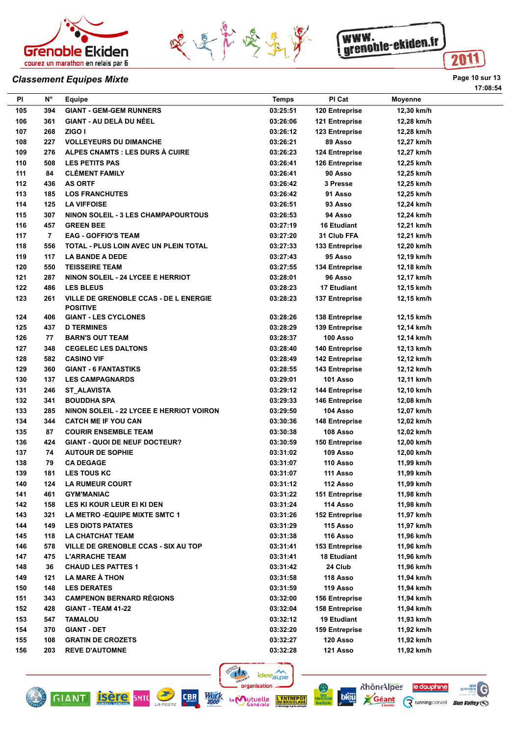## Classement Equipes Mixte

17:08:54

| Pl | N° | Equipe | Temps | Pl Cat | Moyenne |
|---|---|---|---|---|---|
| 105 | 394 | GIANT - GEM-GEM RUNNERS | 03:25:51 | 120 Entreprise | 12,30 km/h |
| 106 | 361 | GIANT - AU DELÀ DU NÉEL | 03:26:06 | 121 Entreprise | 12,28 km/h |
| 107 | 268 | ZIGO I | 03:26:12 | 123 Entreprise | 12,28 km/h |
| 108 | 227 | VOLLEYEURS DU DIMANCHE | 03:26:21 | 89 Asso | 12,27 km/h |
| 109 | 276 | ALPES CNAMTS : LES DURS À CUIRE | 03:26:23 | 124 Entreprise | 12,27 km/h |
| 110 | 508 | LES PETITS PAS | 03:26:41 | 126 Entreprise | 12,25 km/h |
| 111 | 84 | CLÉMENT FAMILY | 03:26:41 | 90 Asso | 12,25 km/h |
| 112 | 436 | AS ORTF | 03:26:42 | 3 Presse | 12,25 km/h |
| 113 | 185 | LOS FRANCHUTES | 03:26:42 | 91 Asso | 12,25 km/h |
| 114 | 125 | LA VIFFOISE | 03:26:51 | 93 Asso | 12,24 km/h |
| 115 | 307 | NINON SOLEIL - 3 LES CHAMPAPOURTOUS | 03:26:53 | 94 Asso | 12,24 km/h |
| 116 | 457 | GREEN BEE | 03:27:19 | 16 Etudiant | 12,21 km/h |
| 117 | 7 | EAG - GOFFIO'S TEAM | 03:27:20 | 31 Club FFA | 12,21 km/h |
| 118 | 556 | TOTAL - PLUS LOIN AVEC UN PLEIN TOTAL | 03:27:33 | 133 Entreprise | 12,20 km/h |
| 119 | 117 | LA BANDE A DEDE | 03:27:43 | 95 Asso | 12,19 km/h |
| 120 | 550 | TEISSEIRE TEAM | 03:27:55 | 134 Entreprise | 12,18 km/h |
| 121 | 287 | NINON SOLEIL - 24 LYCEE E HERRIOT | 03:28:01 | 96 Asso | 12,17 km/h |
| 122 | 486 | LES BLEUS | 03:28:23 | 17 Etudiant | 12,15 km/h |
| 123 | 261 | VILLE DE GRENOBLE CCAS - DE L ENERGIE POSITIVE | 03:28:23 | 137 Entreprise | 12,15 km/h |
| 124 | 406 | GIANT - LES CYCLONES | 03:28:26 | 138 Entreprise | 12,15 km/h |
| 125 | 437 | D TERMINES | 03:28:29 | 139 Entreprise | 12,14 km/h |
| 126 | 77 | BARN'S OUT TEAM | 03:28:37 | 100 Asso | 12,14 km/h |
| 127 | 348 | CEGELEC LES DALTONS | 03:28:40 | 140 Entreprise | 12,13 km/h |
| 128 | 582 | CASINO VIF | 03:28:49 | 142 Entreprise | 12,12 km/h |
| 129 | 360 | GIANT - 6 FANTASTIKS | 03:28:55 | 143 Entreprise | 12,12 km/h |
| 130 | 137 | LES CAMPAGNARDS | 03:29:01 | 101 Asso | 12,11 km/h |
| 131 | 246 | ST_ALAVISTA | 03:29:12 | 144 Entreprise | 12,10 km/h |
| 132 | 341 | BOUDDHA SPA | 03:29:33 | 146 Entreprise | 12,08 km/h |
| 133 | 285 | NINON SOLEIL - 22 LYCEE E HERRIOT VOIRON | 03:29:50 | 104 Asso | 12,07 km/h |
| 134 | 344 | CATCH ME IF YOU CAN | 03:30:36 | 148 Entreprise | 12,02 km/h |
| 135 | 87 | COURIR ENSEMBLE TEAM | 03:30:38 | 108 Asso | 12,02 km/h |
| 136 | 424 | GIANT - QUOI DE NEUF DOCTEUR? | 03:30:59 | 150 Entreprise | 12,00 km/h |
| 137 | 74 | AUTOUR DE SOPHIE | 03:31:02 | 109 Asso | 12,00 km/h |
| 138 | 79 | CA DEGAGE | 03:31:07 | 110 Asso | 11,99 km/h |
| 139 | 181 | LES TOUS KC | 03:31:07 | 111 Asso | 11,99 km/h |
| 140 | 124 | LA RUMEUR COURT | 03:31:12 | 112 Asso | 11,99 km/h |
| 141 | 461 | GYM'MANIAC | 03:31:22 | 151 Entreprise | 11,98 km/h |
| 142 | 158 | LES KI KOUR LEUR EI KI DEN | 03:31:24 | 114 Asso | 11,98 km/h |
| 143 | 321 | LA METRO -EQUIPE MIXTE SMTC 1 | 03:31:26 | 152 Entreprise | 11,97 km/h |
| 144 | 149 | LES DIOTS PATATES | 03:31:29 | 115 Asso | 11,97 km/h |
| 145 | 118 | LA CHATCHAT TEAM | 03:31:38 | 116 Asso | 11,96 km/h |
| 146 | 578 | VILLE DE GRENOBLE CCAS - SIX AU TOP | 03:31:41 | 153 Entreprise | 11,96 km/h |
| 147 | 475 | L'ARRACHE TEAM | 03:31:41 | 18 Etudiant | 11,96 km/h |
| 148 | 36 | CHAUD LES PATTES 1 | 03:31:42 | 24 Club | 11,96 km/h |
| 149 | 121 | LA MARE À THON | 03:31:58 | 118 Asso | 11,94 km/h |
| 150 | 148 | LES DERATES | 03:31:59 | 119 Asso | 11,94 km/h |
| 151 | 343 | CAMPENON BERNARD RÉGIONS | 03:32:00 | 156 Entreprise | 11,94 km/h |
| 152 | 428 | GIANT - TEAM 41-22 | 03:32:04 | 158 Entreprise | 11,94 km/h |
| 153 | 547 | TAMALOU | 03:32:12 | 19 Etudiant | 11,93 km/h |
| 154 | 370 | GIANT - DET | 03:32:20 | 159 Entreprise | 11,92 km/h |
| 155 | 108 | GRATIN DE CROZETS | 03:32:27 | 120 Asso | 11,92 km/h |
| 156 | 203 | REVE D'AUTOMNE | 03:32:28 | 121 Asso | 11,92 km/h |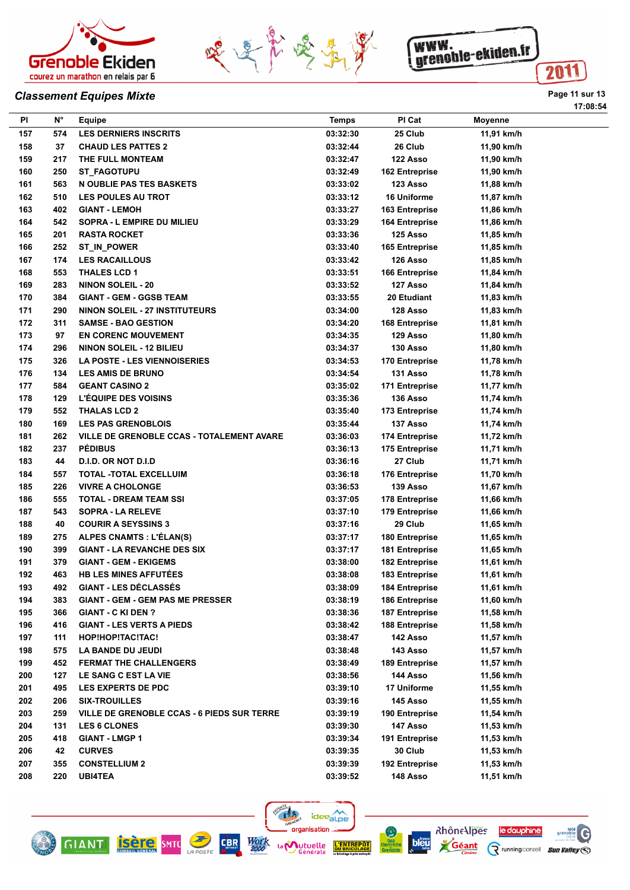## Classement Equipes Mixte

17:08:54

| Pl | N° | Equipe | Temps | Pl Cat | Moyenne |
|---|---|---|---|---|---|
| 157 | 574 | LES DERNIERS INSCRITS | 03:32:30 | 25 Club | 11,91 km/h |
| 158 | 37 | CHAUD LES PATTES 2 | 03:32:44 | 26 Club | 11,90 km/h |
| 159 | 217 | THE FULL MONTEAM | 03:32:47 | 122 Asso | 11,90 km/h |
| 160 | 250 | ST_FAGOTUPU | 03:32:49 | 162 Entreprise | 11,90 km/h |
| 161 | 563 | N OUBLIE PAS TES BASKETS | 03:33:02 | 123 Asso | 11,88 km/h |
| 162 | 510 | LES POULES AU TROT | 03:33:12 | 16 Uniforme | 11,87 km/h |
| 163 | 402 | GIANT - LEMOH | 03:33:27 | 163 Entreprise | 11,86 km/h |
| 164 | 542 | SOPRA - L EMPIRE DU MILIEU | 03:33:29 | 164 Entreprise | 11,86 km/h |
| 165 | 201 | RASTA ROCKET | 03:33:36 | 125 Asso | 11,85 km/h |
| 166 | 252 | ST_IN_POWER | 03:33:40 | 165 Entreprise | 11,85 km/h |
| 167 | 174 | LES RACAILLOUS | 03:33:42 | 126 Asso | 11,85 km/h |
| 168 | 553 | THALES LCD 1 | 03:33:51 | 166 Entreprise | 11,84 km/h |
| 169 | 283 | NINON SOLEIL - 20 | 03:33:52 | 127 Asso | 11,84 km/h |
| 170 | 384 | GIANT - GEM - GGSB TEAM | 03:33:55 | 20 Etudiant | 11,83 km/h |
| 171 | 290 | NINON SOLEIL - 27 INSTITUTEURS | 03:34:00 | 128 Asso | 11,83 km/h |
| 172 | 311 | SAMSE - BAO GESTION | 03:34:20 | 168 Entreprise | 11,81 km/h |
| 173 | 97 | EN CORENC MOUVEMENT | 03:34:35 | 129 Asso | 11,80 km/h |
| 174 | 296 | NINON SOLEIL - 12 BILIEU | 03:34:37 | 130 Asso | 11,80 km/h |
| 175 | 326 | LA POSTE - LES VIENNOISERIES | 03:34:53 | 170 Entreprise | 11,78 km/h |
| 176 | 134 | LES AMIS DE BRUNO | 03:34:54 | 131 Asso | 11,78 km/h |
| 177 | 584 | GEANT CASINO 2 | 03:35:02 | 171 Entreprise | 11,77 km/h |
| 178 | 129 | L'ÉQUIPE DES VOISINS | 03:35:36 | 136 Asso | 11,74 km/h |
| 179 | 552 | THALAS LCD 2 | 03:35:40 | 173 Entreprise | 11,74 km/h |
| 180 | 169 | LES PAS GRENOBLOIS | 03:35:44 | 137 Asso | 11,74 km/h |
| 181 | 262 | VILLE DE GRENOBLE CCAS - TOTALEMENT AVARE | 03:36:03 | 174 Entreprise | 11,72 km/h |
| 182 | 237 | PÉDIBUS | 03:36:13 | 175 Entreprise | 11,71 km/h |
| 183 | 44 | D.I.D. OR NOT D.I.D | 03:36:16 | 27 Club | 11,71 km/h |
| 184 | 557 | TOTAL -TOTAL EXCELLUIM | 03:36:18 | 176 Entreprise | 11,70 km/h |
| 185 | 226 | VIVRE A CHOLONGE | 03:36:53 | 139 Asso | 11,67 km/h |
| 186 | 555 | TOTAL - DREAM TEAM SSI | 03:37:05 | 178 Entreprise | 11,66 km/h |
| 187 | 543 | SOPRA - LA RELEVE | 03:37:10 | 179 Entreprise | 11,66 km/h |
| 188 | 40 | COURIR A SEYSSINS 3 | 03:37:16 | 29 Club | 11,65 km/h |
| 189 | 275 | ALPES CNAMTS : L'ÉLAN(S) | 03:37:17 | 180 Entreprise | 11,65 km/h |
| 190 | 399 | GIANT - LA REVANCHE DES SIX | 03:37:17 | 181 Entreprise | 11,65 km/h |
| 191 | 379 | GIANT - GEM - EKIGEMS | 03:38:00 | 182 Entreprise | 11,61 km/h |
| 192 | 463 | HB LES MINES AFFUTÉES | 03:38:08 | 183 Entreprise | 11,61 km/h |
| 193 | 492 | GIANT - LES DÉCLASSÉS | 03:38:09 | 184 Entreprise | 11,61 km/h |
| 194 | 383 | GIANT - GEM - GEM PAS ME PRESSER | 03:38:19 | 186 Entreprise | 11,60 km/h |
| 195 | 366 | GIANT - C KI DEN ? | 03:38:36 | 187 Entreprise | 11,58 km/h |
| 196 | 416 | GIANT - LES VERTS A PIEDS | 03:38:42 | 188 Entreprise | 11,58 km/h |
| 197 | 111 | HOP!HOP!TAC!TAC! | 03:38:47 | 142 Asso | 11,57 km/h |
| 198 | 575 | LA BANDE DU JEUDI | 03:38:48 | 143 Asso | 11,57 km/h |
| 199 | 452 | FERMAT THE CHALLENGERS | 03:38:49 | 189 Entreprise | 11,57 km/h |
| 200 | 127 | LE SANG C EST LA VIE | 03:38:56 | 144 Asso | 11,56 km/h |
| 201 | 495 | LES EXPERTS DE PDC | 03:39:10 | 17 Uniforme | 11,55 km/h |
| 202 | 206 | SIX-TROUILLES | 03:39:16 | 145 Asso | 11,55 km/h |
| 203 | 259 | VILLE DE GRENOBLE CCAS - 6 PIEDS SUR TERRE | 03:39:19 | 190 Entreprise | 11,54 km/h |
| 204 | 131 | LES 6 CLONES | 03:39:30 | 147 Asso | 11,53 km/h |
| 205 | 418 | GIANT - LMGP 1 | 03:39:34 | 191 Entreprise | 11,53 km/h |
| 206 | 42 | CURVES | 03:39:35 | 30 Club | 11,53 km/h |
| 207 | 355 | CONSTELLIUM 2 | 03:39:39 | 192 Entreprise | 11,53 km/h |
| 208 | 220 | UBI4TEA | 03:39:52 | 148 Asso | 11,51 km/h |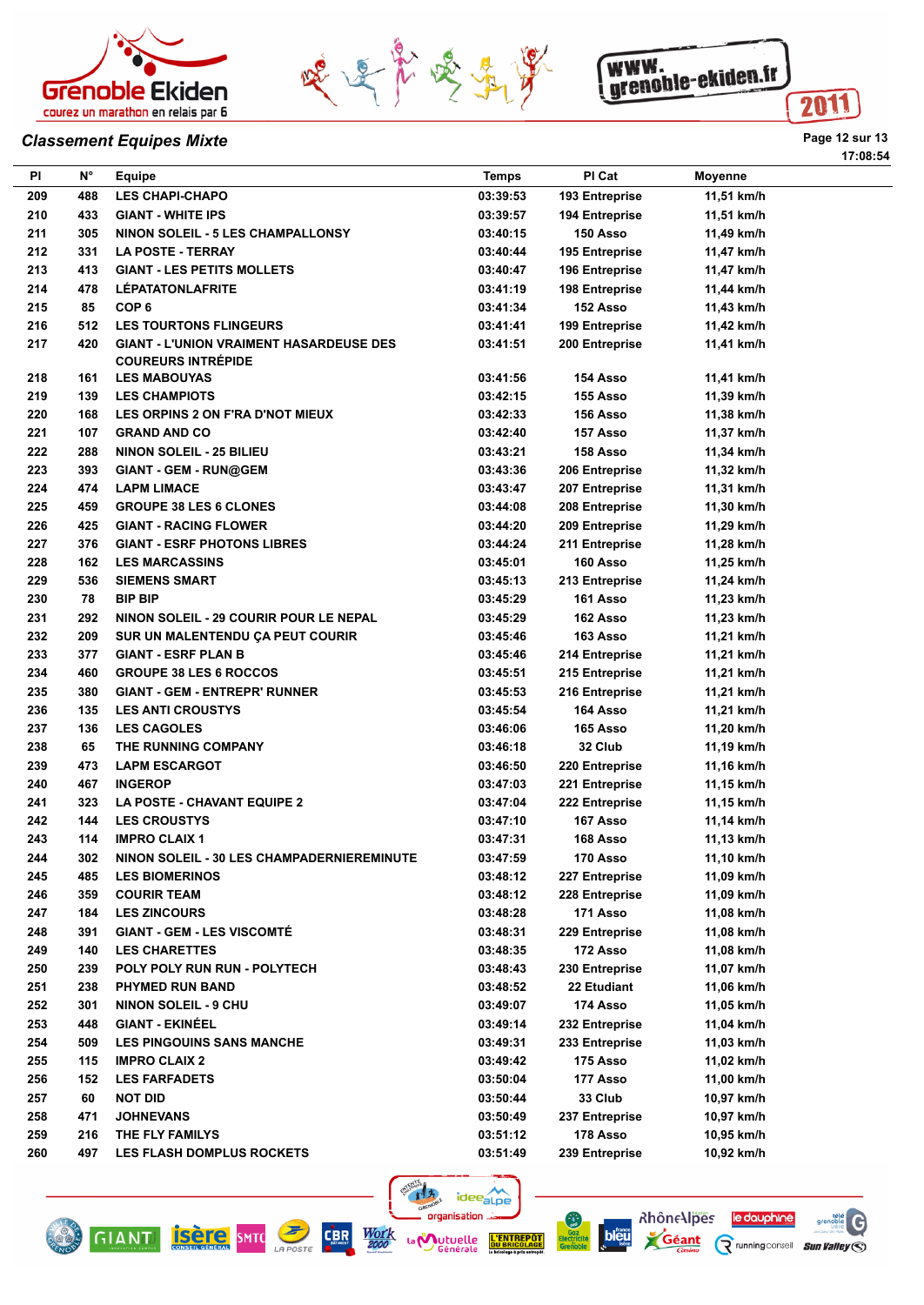## Classement Equipes Mixte

17:08:54

| Pl | N° | Equipe | Temps | Pl Cat | Moyenne |
|---|---|---|---|---|---|
| 209 | 488 | LES CHAPI-CHAPO | 03:39:53 | 193 Entreprise | 11,51 km/h |
| 210 | 433 | GIANT - WHITE IPS | 03:39:57 | 194 Entreprise | 11,51 km/h |
| 211 | 305 | NINON SOLEIL - 5 LES CHAMPALLONSY | 03:40:15 | 150 Asso | 11,49 km/h |
| 212 | 331 | LA POSTE - TERRAY | 03:40:44 | 195 Entreprise | 11,47 km/h |
| 213 | 413 | GIANT - LES PETITS MOLLETS | 03:40:47 | 196 Entreprise | 11,47 km/h |
| 214 | 478 | LÉPATATONLAFRITE | 03:41:19 | 198 Entreprise | 11,44 km/h |
| 215 | 85 | COP 6 | 03:41:34 | 152 Asso | 11,43 km/h |
| 216 | 512 | LES TOURTONS FLINGEURS | 03:41:41 | 199 Entreprise | 11,42 km/h |
| 217 | 420 | GIANT - L'UNION VRAIMENT HASARDEUSE DES COUREURS INTRÉPIDE | 03:41:51 | 200 Entreprise | 11,41 km/h |
| 218 | 161 | LES MABOUYAS | 03:41:56 | 154 Asso | 11,41 km/h |
| 219 | 139 | LES CHAMPIOTS | 03:42:15 | 155 Asso | 11,39 km/h |
| 220 | 168 | LES ORPINS 2 ON F'RA D'NOT MIEUX | 03:42:33 | 156 Asso | 11,38 km/h |
| 221 | 107 | GRAND AND CO | 03:42:40 | 157 Asso | 11,37 km/h |
| 222 | 288 | NINON SOLEIL - 25 BILIEU | 03:43:21 | 158 Asso | 11,34 km/h |
| 223 | 393 | GIANT - GEM - RUN@GEM | 03:43:36 | 206 Entreprise | 11,32 km/h |
| 224 | 474 | LAPM LIMACE | 03:43:47 | 207 Entreprise | 11,31 km/h |
| 225 | 459 | GROUPE 38 LES 6 CLONES | 03:44:08 | 208 Entreprise | 11,30 km/h |
| 226 | 425 | GIANT - RACING FLOWER | 03:44:20 | 209 Entreprise | 11,29 km/h |
| 227 | 376 | GIANT - ESRF PHOTONS LIBRES | 03:44:24 | 211 Entreprise | 11,28 km/h |
| 228 | 162 | LES MARCASSINS | 03:45:01 | 160 Asso | 11,25 km/h |
| 229 | 536 | SIEMENS SMART | 03:45:13 | 213 Entreprise | 11,24 km/h |
| 230 | 78 | BIP BIP | 03:45:29 | 161 Asso | 11,23 km/h |
| 231 | 292 | NINON SOLEIL - 29 COURIR POUR LE NEPAL | 03:45:29 | 162 Asso | 11,23 km/h |
| 232 | 209 | SUR UN MALENTENDU ÇA PEUT COURIR | 03:45:46 | 163 Asso | 11,21 km/h |
| 233 | 377 | GIANT - ESRF PLAN B | 03:45:46 | 214 Entreprise | 11,21 km/h |
| 234 | 460 | GROUPE 38 LES 6 ROCCOS | 03:45:51 | 215 Entreprise | 11,21 km/h |
| 235 | 380 | GIANT - GEM - ENTREPR' RUNNER | 03:45:53 | 216 Entreprise | 11,21 km/h |
| 236 | 135 | LES ANTI CROUSTYS | 03:45:54 | 164 Asso | 11,21 km/h |
| 237 | 136 | LES CAGOLES | 03:46:06 | 165 Asso | 11,20 km/h |
| 238 | 65 | THE RUNNING COMPANY | 03:46:18 | 32 Club | 11,19 km/h |
| 239 | 473 | LAPM ESCARGOT | 03:46:50 | 220 Entreprise | 11,16 km/h |
| 240 | 467 | INGEROP | 03:47:03 | 221 Entreprise | 11,15 km/h |
| 241 | 323 | LA POSTE - CHAVANT EQUIPE 2 | 03:47:04 | 222 Entreprise | 11,15 km/h |
| 242 | 144 | LES CROUSTYS | 03:47:10 | 167 Asso | 11,14 km/h |
| 243 | 114 | IMPRO CLAIX 1 | 03:47:31 | 168 Asso | 11,13 km/h |
| 244 | 302 | NINON SOLEIL - 30 LES CHAMPADERNIEREMINUTE | 03:47:59 | 170 Asso | 11,10 km/h |
| 245 | 485 | LES BIOMERINOS | 03:48:12 | 227 Entreprise | 11,09 km/h |
| 246 | 359 | COURIR TEAM | 03:48:12 | 228 Entreprise | 11,09 km/h |
| 247 | 184 | LES ZINCOURS | 03:48:28 | 171 Asso | 11,08 km/h |
| 248 | 391 | GIANT - GEM - LES VISCOMTÉ | 03:48:31 | 229 Entreprise | 11,08 km/h |
| 249 | 140 | LES CHARETTES | 03:48:35 | 172 Asso | 11,08 km/h |
| 250 | 239 | POLY POLY RUN RUN - POLYTECH | 03:48:43 | 230 Entreprise | 11,07 km/h |
| 251 | 238 | PHYMED RUN BAND | 03:48:52 | 22 Etudiant | 11,06 km/h |
| 252 | 301 | NINON SOLEIL - 9 CHU | 03:49:07 | 174 Asso | 11,05 km/h |
| 253 | 448 | GIANT - EKINÉEL | 03:49:14 | 232 Entreprise | 11,04 km/h |
| 254 | 509 | LES PINGOUINS SANS MANCHE | 03:49:31 | 233 Entreprise | 11,03 km/h |
| 255 | 115 | IMPRO CLAIX 2 | 03:49:42 | 175 Asso | 11,02 km/h |
| 256 | 152 | LES FARFADETS | 03:50:04 | 177 Asso | 11,00 km/h |
| 257 | 60 | NOT DID | 03:50:44 | 33 Club | 10,97 km/h |
| 258 | 471 | JOHNEVANS | 03:50:49 | 237 Entreprise | 10,97 km/h |
| 259 | 216 | THE FLY FAMILYS | 03:51:12 | 178 Asso | 10,95 km/h |
| 260 | 497 | LES FLASH DOMPLUS ROCKETS | 03:51:49 | 239 Entreprise | 10,92 km/h |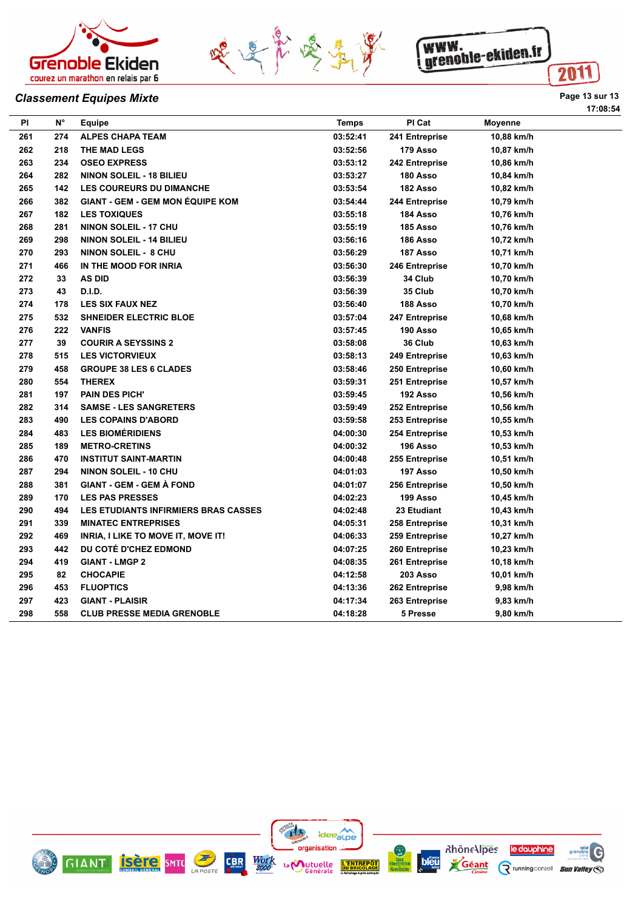## Classement Equipes Mixte

| Pl | N° | Equipe | Temps | Pl Cat | Moyenne |
|---|---|---|---|---|---|
| 261 | 274 | ALPES CHAPA TEAM | 03:52:41 | 241 Entreprise | 10,88 km/h |
| 262 | 218 | THE MAD LEGS | 03:52:56 | 179 Asso | 10,87 km/h |
| 263 | 234 | OSEO EXPRESS | 03:53:12 | 242 Entreprise | 10,86 km/h |
| 264 | 282 | NINON SOLEIL - 18 BILIEU | 03:53:27 | 180 Asso | 10,84 km/h |
| 265 | 142 | LES COUREURS DU DIMANCHE | 03:53:54 | 182 Asso | 10,82 km/h |
| 266 | 382 | GIANT - GEM - GEM MON ÉQUIPE KOM | 03:54:44 | 244 Entreprise | 10,79 km/h |
| 267 | 182 | LES TOXIQUES | 03:55:18 | 184 Asso | 10,76 km/h |
| 268 | 281 | NINON SOLEIL - 17 CHU | 03:55:19 | 185 Asso | 10,76 km/h |
| 269 | 298 | NINON SOLEIL - 14 BILIEU | 03:56:16 | 186 Asso | 10,72 km/h |
| 270 | 293 | NINON SOLEIL - 8 CHU | 03:56:29 | 187 Asso | 10,71 km/h |
| 271 | 466 | IN THE MOOD FOR INRIA | 03:56:30 | 246 Entreprise | 10,70 km/h |
| 272 | 33 | AS DID | 03:56:39 | 34 Club | 10,70 km/h |
| 273 | 43 | D.I.D. | 03:56:39 | 35 Club | 10,70 km/h |
| 274 | 178 | LES SIX FAUX NEZ | 03:56:40 | 188 Asso | 10,70 km/h |
| 275 | 532 | SHNEIDER ELECTRIC BLOE | 03:57:04 | 247 Entreprise | 10,68 km/h |
| 276 | 222 | VANFIS | 03:57:45 | 190 Asso | 10,65 km/h |
| 277 | 39 | COURIR A SEYSSINS 2 | 03:58:08 | 36 Club | 10,63 km/h |
| 278 | 515 | LES VICTORVIEUX | 03:58:13 | 249 Entreprise | 10,63 km/h |
| 279 | 458 | GROUPE 38 LES 6 CLADES | 03:58:46 | 250 Entreprise | 10,60 km/h |
| 280 | 554 | THEREX | 03:59:31 | 251 Entreprise | 10,57 km/h |
| 281 | 197 | PAIN DES PICH' | 03:59:45 | 192 Asso | 10,56 km/h |
| 282 | 314 | SAMSE - LES SANGRETERS | 03:59:49 | 252 Entreprise | 10,56 km/h |
| 283 | 490 | LES COPAINS D'ABORD | 03:59:58 | 253 Entreprise | 10,55 km/h |
| 284 | 483 | LES BIOMÉRIDIENS | 04:00:30 | 254 Entreprise | 10,53 km/h |
| 285 | 189 | METRO-CRETINS | 04:00:32 | 196 Asso | 10,53 km/h |
| 286 | 470 | INSTITUT SAINT-MARTIN | 04:00:48 | 255 Entreprise | 10,51 km/h |
| 287 | 294 | NINON SOLEIL - 10 CHU | 04:01:03 | 197 Asso | 10,50 km/h |
| 288 | 381 | GIANT - GEM - GEM À FOND | 04:01:07 | 256 Entreprise | 10,50 km/h |
| 289 | 170 | LES PAS PRESSES | 04:02:23 | 199 Asso | 10,45 km/h |
| 290 | 494 | LES ETUDIANTS INFIRMIERS BRAS CASSES | 04:02:48 | 23 Etudiant | 10,43 km/h |
| 291 | 339 | MINATEC ENTREPRISES | 04:05:31 | 258 Entreprise | 10,31 km/h |
| 292 | 469 | INRIA, I LIKE TO MOVE IT, MOVE IT! | 04:06:33 | 259 Entreprise | 10,27 km/h |
| 293 | 442 | DU COTÉ D'CHEZ EDMOND | 04:07:25 | 260 Entreprise | 10,23 km/h |
| 294 | 419 | GIANT - LMGP 2 | 04:08:35 | 261 Entreprise | 10,18 km/h |
| 295 | 82 | CHOCAPIE | 04:12:58 | 203 Asso | 10,01 km/h |
| 296 | 453 | FLUOPTICS | 04:13:36 | 262 Entreprise | 9,98 km/h |
| 297 | 423 | GIANT - PLAISIR | 04:17:34 | 263 Entreprise | 9,83 km/h |
| 298 | 558 | CLUB PRESSE MEDIA GRENOBLE | 04:18:28 | 5 Presse | 9,80 km/h |